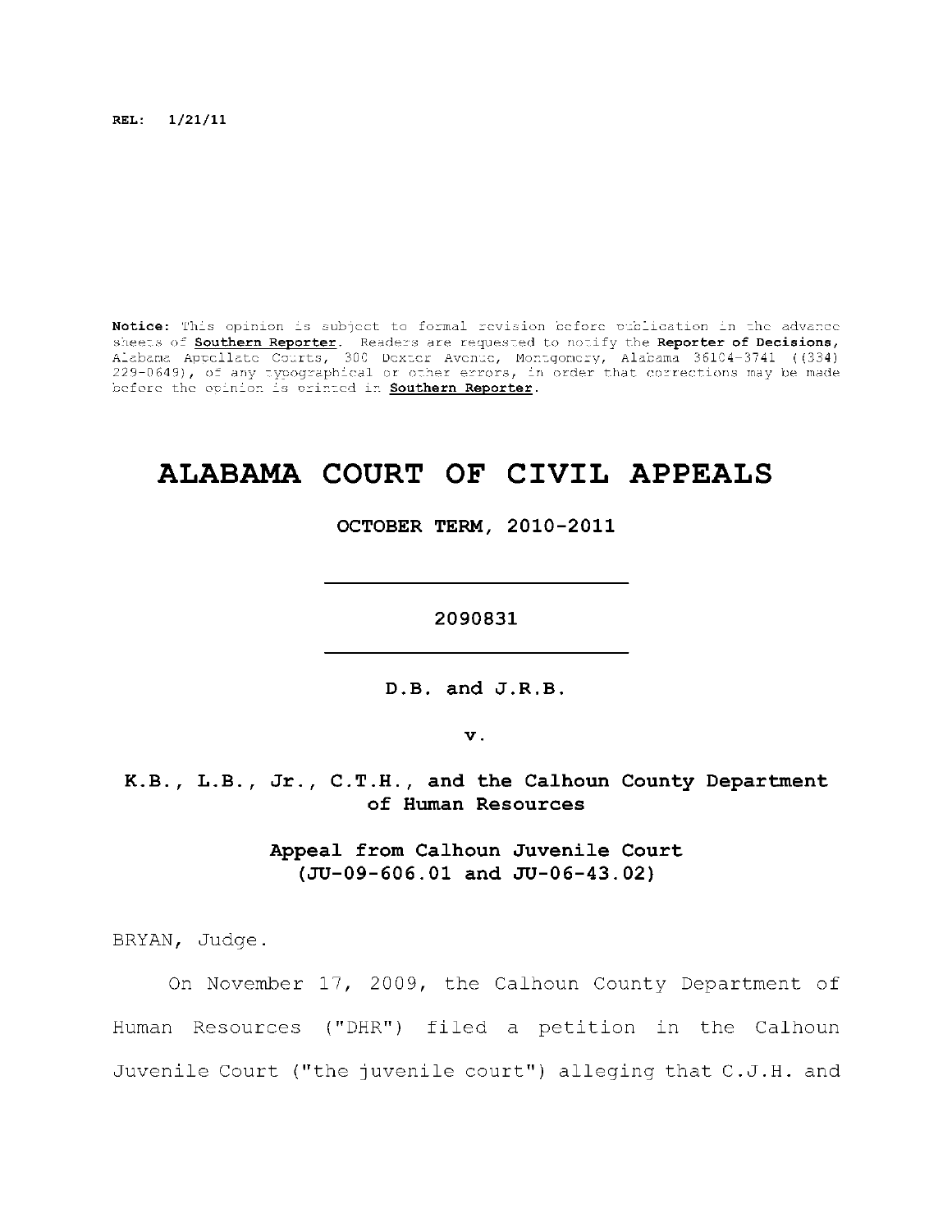REL: 1/21/11

**Notice:** This opinion is subject to formal revision before publication in the advance sheets of **Southern Reporter**. Readers are requested to notify the **Reporter of Decisions**, Alabama Appellate Courts, 300 Dexter Avenue, Montgomery, Alabama 36104-3741 ((334) 229-0649), of any typographical or other errors, in order that corrections may be made before the opinion is printed in **Southern Reporter**.

# ALABAMA COURT OF CIVIL APPEALS

**OCTOBER TERM, 2010-2011**

---

**2090831**

---

**D.B. and J.R.B.**

**v.**

**K.B., L.B., Jr., C.T.H., and the Calhoun County Department of Human Resources**

**Appeal from Calhoun Juvenile Court (JU-09-606.01 and JU-06-43.02)**

BRYAN, Judge.

On November 17, 2009, the Calhoun County Department of Human Resources ("DHR") filed a petition in the Calhoun Juvenile Court ("the juvenile court") alleging that C.J.H. and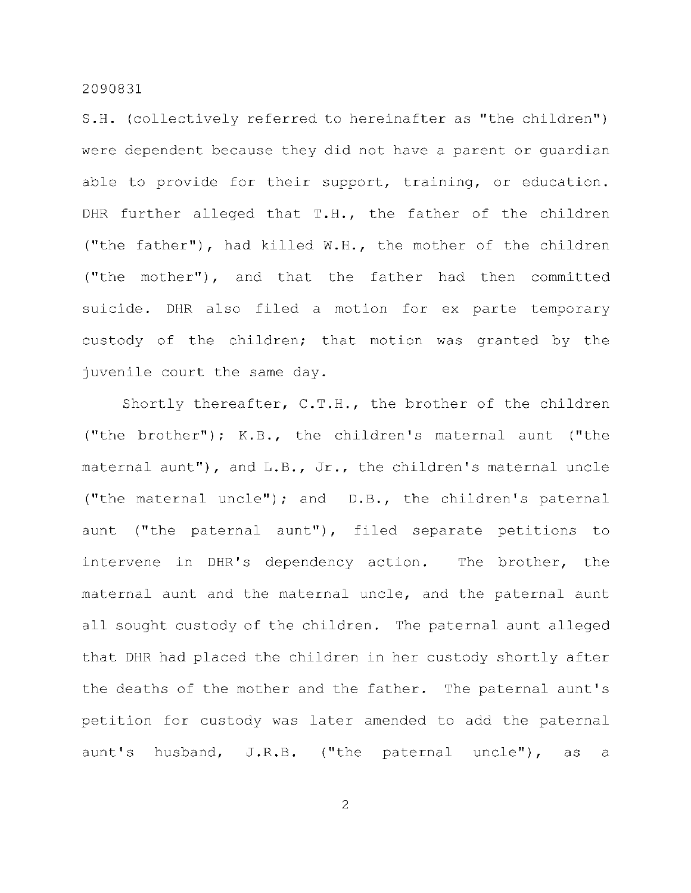S.H. (collectively referred to hereinafter as "the children") were dependent because they did not have a parent or guardian able to provide for their support, training, or education. DHR further alleged that T.H., the father of the children ("the father"), had killed W.H., the mother of the children ("the mother"), and that the father had then committed suicide. DHR also filed a motion for ex parte temporary custody of the children; that motion was granted by the juvenile court the same day.

Shortly thereafter, C.T.H., the brother of the children ("the brother"); K.B., the children's maternal aunt ("the maternal aunt"), and L.B., Jr., the children's maternal uncle ("the maternal uncle"); and D.B., the children's paternal aunt ("the paternal aunt"), filed separate petitions to intervene in DHR's dependency action. The brother, the maternal aunt and the maternal uncle, and the paternal aunt all sought custody of the children. The paternal aunt alleged that DHR had placed the children in her custody shortly after the deaths of the mother and the father. The paternal aunt's petition for custody was later amended to add the paternal aunt's husband, J.R.B. ("the paternal uncle"), as a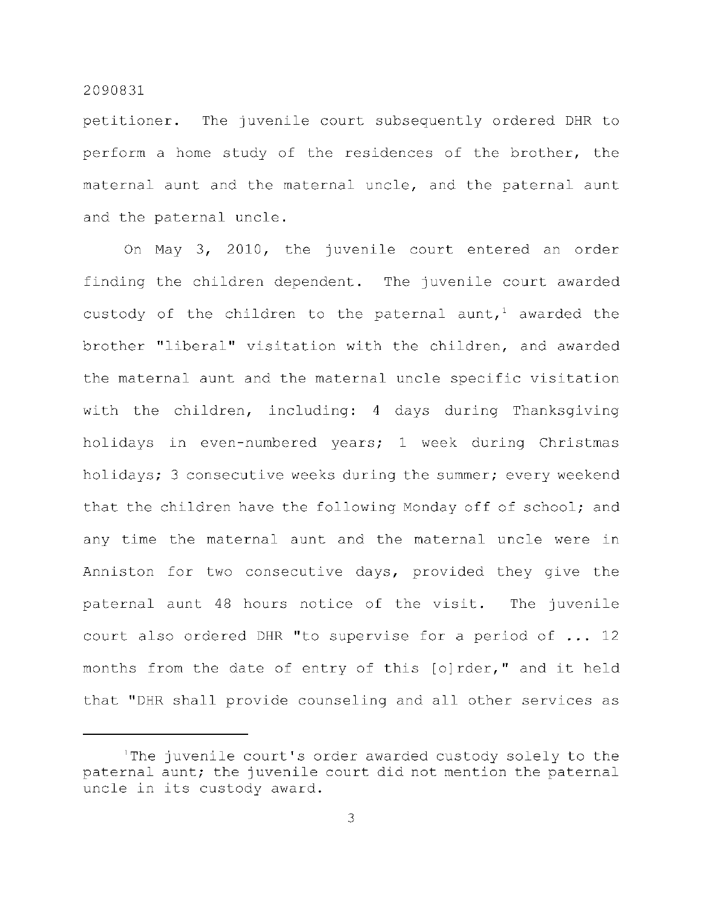petitioner. The juvenile court subsequently ordered DHR to perform a home study of the residences of the brother, the maternal aunt and the maternal uncle, and the paternal aunt and the paternal uncle.

On May 3, 2010, the juvenile court entered an order finding the children dependent. The juvenile court awarded custody of the children to the paternal aunt,[1] awarded the brother "liberal" visitation with the children, and awarded the maternal aunt and the maternal uncle specific visitation with the children, including: 4 days during Thanksgiving holidays in even-numbered years; 1 week during Christmas holidays; 3 consecutive weeks during the summer; every weekend that the children have the following Monday off of school; and any time the maternal aunt and the maternal uncle were in Anniston for two consecutive days, provided they give the paternal aunt 48 hours notice of the visit. The juvenile court also ordered DHR "to supervise for a period of ... 12 months from the date of entry of this [o]rder," and it held that "DHR shall provide counseling and all other services as

---

[1]The juvenile court's order awarded custody solely to the paternal aunt; the juvenile court did not mention the paternal uncle in its custody award.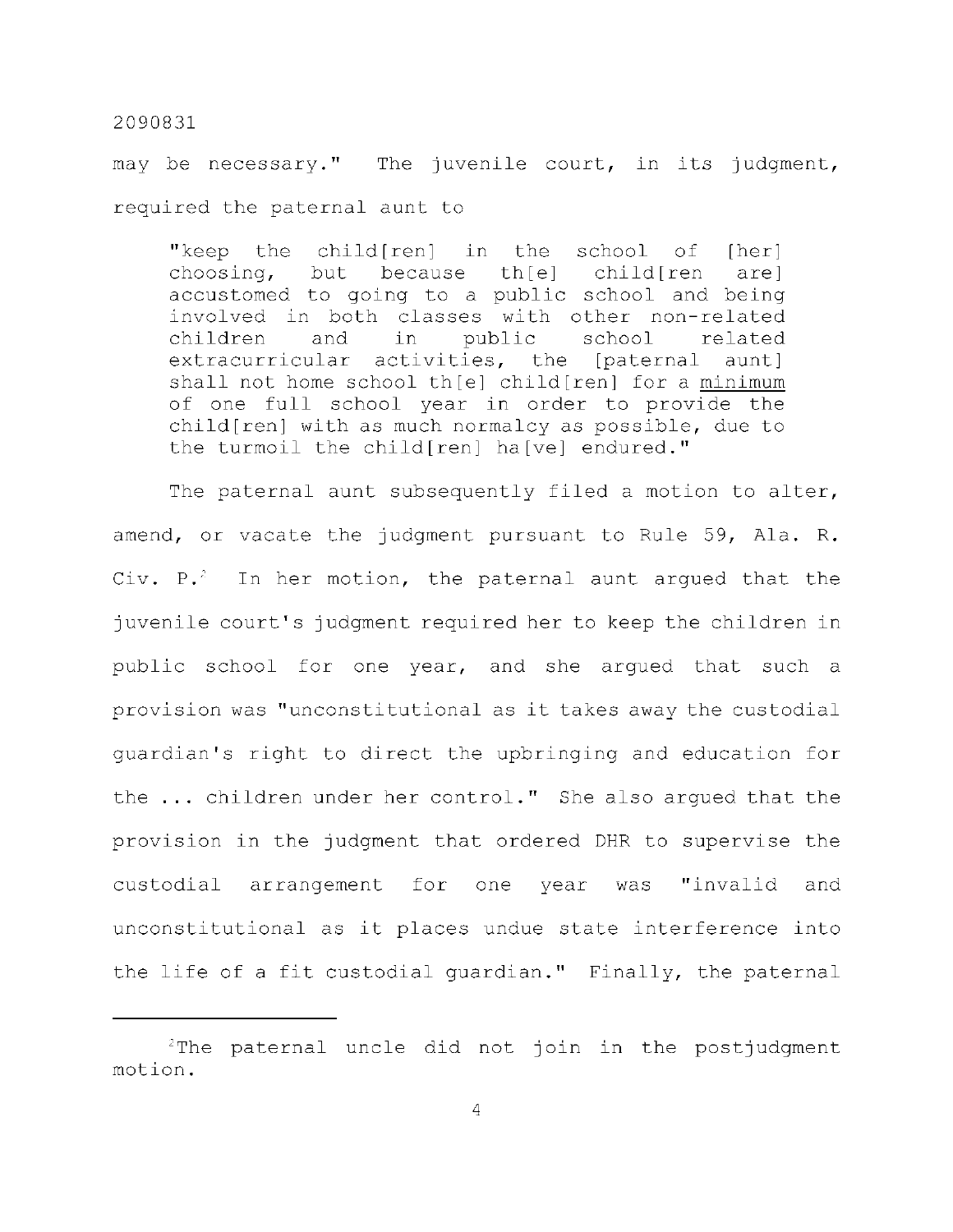may be necessary." The juvenile court, in its judgment, required the paternal aunt to

> "keep the child[ren] in the school of [her] choosing, but because th[e] child[ren are] accustomed to going to a public school and being involved in both classes with other non-related children and in public school related extracurricular activities, the [paternal aunt] shall not home school th[e] child[ren] for a <u>minimum</u> of one full school year in order to provide the child[ren] with as much normalcy as possible, due to the turmoil the child[ren] ha[ve] endured."

The paternal aunt subsequently filed a motion to alter, amend, or vacate the judgment pursuant to Rule 59, Ala. R. Civ. P.[2] In her motion, the paternal aunt argued that the juvenile court's judgment required her to keep the children in public school for one year, and she argued that such a provision was "unconstitutional as it takes away the custodial guardian's right to direct the upbringing and education for the ... children under her control." She also argued that the provision in the judgment that ordered DHR to supervise the custodial arrangement for one year was "invalid and unconstitutional as it places undue state interference into the life of a fit custodial guardian." Finally, the paternal

---

[2]The paternal uncle did not join in the postjudgment motion.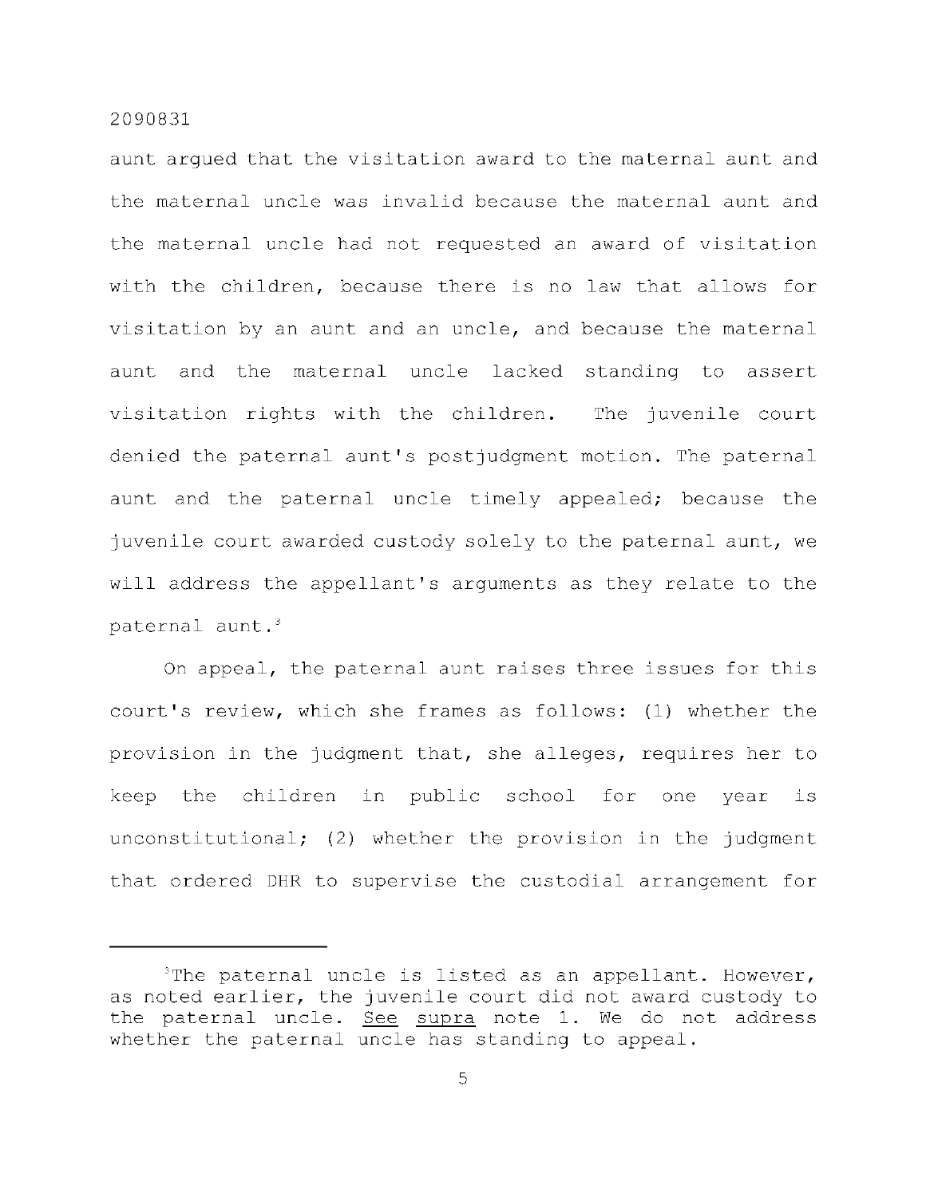aunt argued that the visitation award to the maternal aunt and the maternal uncle was invalid because the maternal aunt and the maternal uncle had not requested an award of visitation with the children, because there is no law that allows for visitation by an aunt and an uncle, and because the maternal aunt and the maternal uncle lacked standing to assert visitation rights with the children. The juvenile court denied the paternal aunt's postjudgment motion. The paternal aunt and the paternal uncle timely appealed; because the juvenile court awarded custody solely to the paternal aunt, we will address the appellant's arguments as they relate to the paternal aunt.[3]

On appeal, the paternal aunt raises three issues for this court's review, which she frames as follows: (1) whether the provision in the judgment that, she alleges, requires her to keep the children in public school for one year is unconstitutional; (2) whether the provision in the judgment that ordered DHR to supervise the custodial arrangement for

---

[3]The paternal uncle is listed as an appellant. However, as noted earlier, the juvenile court did not award custody to the paternal uncle. See supra note 1. We do not address whether the paternal uncle has standing to appeal.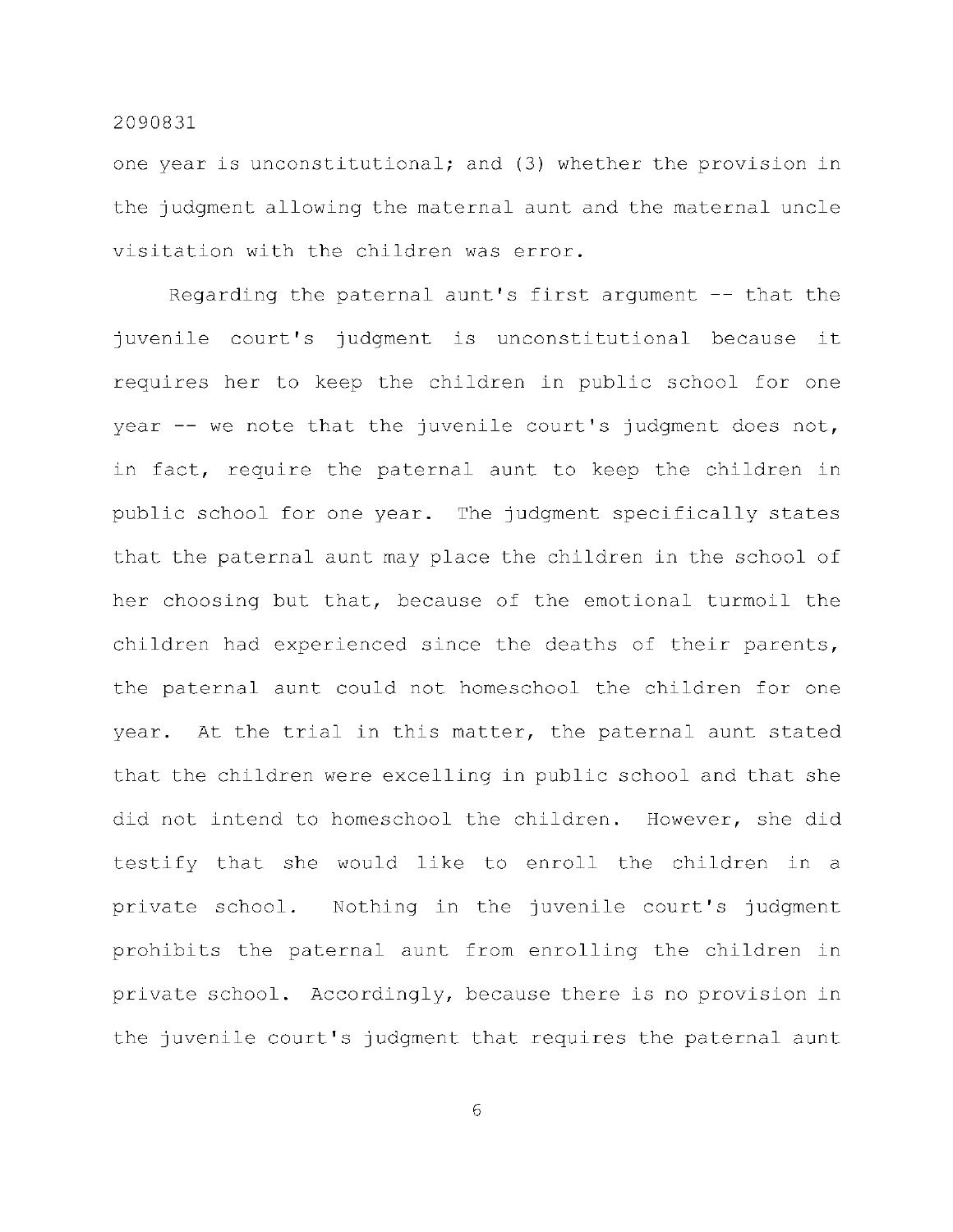one year is unconstitutional; and (3) whether the provision in the judgment allowing the maternal aunt and the maternal uncle visitation with the children was error.

Regarding the paternal aunt's first argument -- that the juvenile court's judgment is unconstitutional because it requires her to keep the children in public school for one year -- we note that the juvenile court's judgment does not, in fact, require the paternal aunt to keep the children in public school for one year. The judgment specifically states that the paternal aunt may place the children in the school of her choosing but that, because of the emotional turmoil the children had experienced since the deaths of their parents, the paternal aunt could not homeschool the children for one year. At the trial in this matter, the paternal aunt stated that the children were excelling in public school and that she did not intend to homeschool the children. However, she did testify that she would like to enroll the children in a private school. Nothing in the juvenile court's judgment prohibits the paternal aunt from enrolling the children in private school. Accordingly, because there is no provision in the juvenile court's judgment that requires the paternal aunt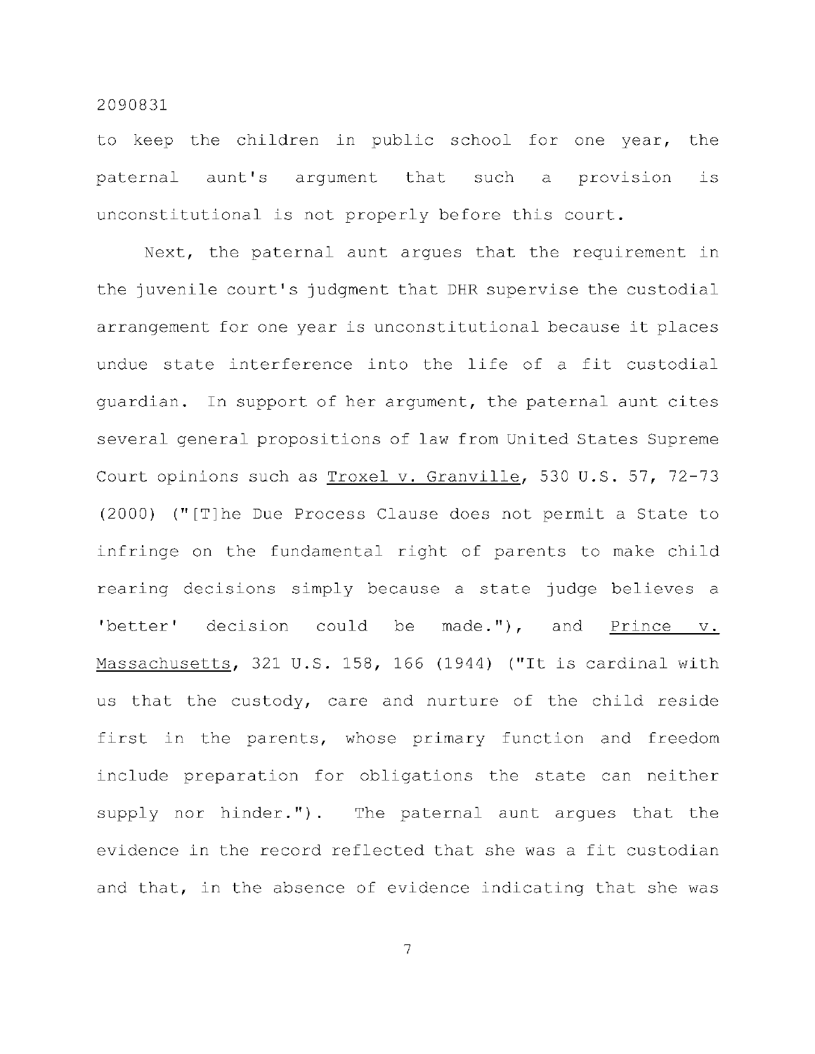to keep the children in public school for one year, the paternal aunt's argument that such a provision is unconstitutional is not properly before this court.

Next, the paternal aunt argues that the requirement in the juvenile court's judgment that DHR supervise the custodial arrangement for one year is unconstitutional because it places undue state interference into the life of a fit custodial guardian. In support of her argument, the paternal aunt cites several general propositions of law from United States Supreme Court opinions such as Troxel v. Granville, 530 U.S. 57, 72-73 (2000) ("[T]he Due Process Clause does not permit a State to infringe on the fundamental right of parents to make child rearing decisions simply because a state judge believes a 'better' decision could be made."), and Prince v. Massachusetts, 321 U.S. 158, 166 (1944) ("It is cardinal with us that the custody, care and nurture of the child reside first in the parents, whose primary function and freedom include preparation for obligations the state can neither supply nor hinder."). The paternal aunt argues that the evidence in the record reflected that she was a fit custodian and that, in the absence of evidence indicating that she was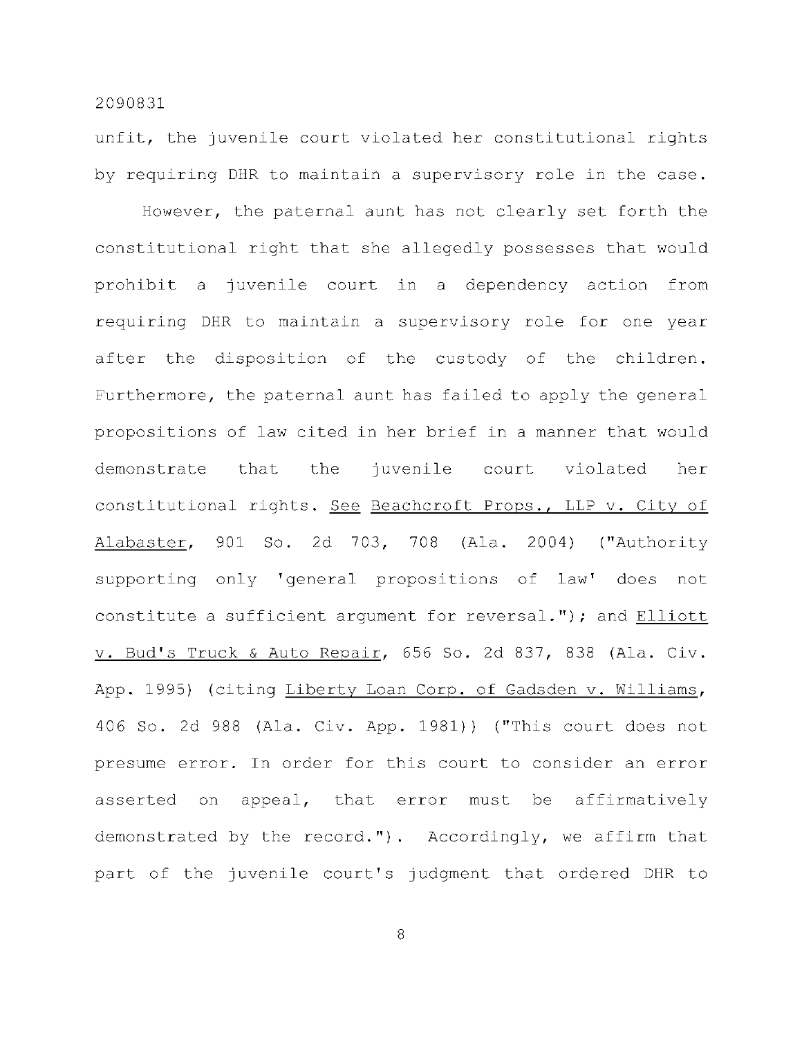unfit, the juvenile court violated her constitutional rights by requiring DHR to maintain a supervisory role in the case.

However, the paternal aunt has not clearly set forth the constitutional right that she allegedly possesses that would prohibit a juvenile court in a dependency action from requiring DHR to maintain a supervisory role for one year after the disposition of the custody of the children. Furthermore, the paternal aunt has failed to apply the general propositions of law cited in her brief in a manner that would demonstrate that the juvenile court violated her constitutional rights. See Beachcroft Props., LLP v. City of Alabaster, 901 So. 2d 703, 708 (Ala. 2004) ("Authority supporting only 'general propositions of law' does not constitute a sufficient argument for reversal."); and Elliott v. Bud's Truck & Auto Repair, 656 So. 2d 837, 838 (Ala. Civ. App. 1995) (citing Liberty Loan Corp. of Gadsden v. Williams, 406 So. 2d 988 (Ala. Civ. App. 1981)) ("This court does not presume error. In order for this court to consider an error asserted on appeal, that error must be affirmatively demonstrated by the record."). Accordingly, we affirm that part of the juvenile court's judgment that ordered DHR to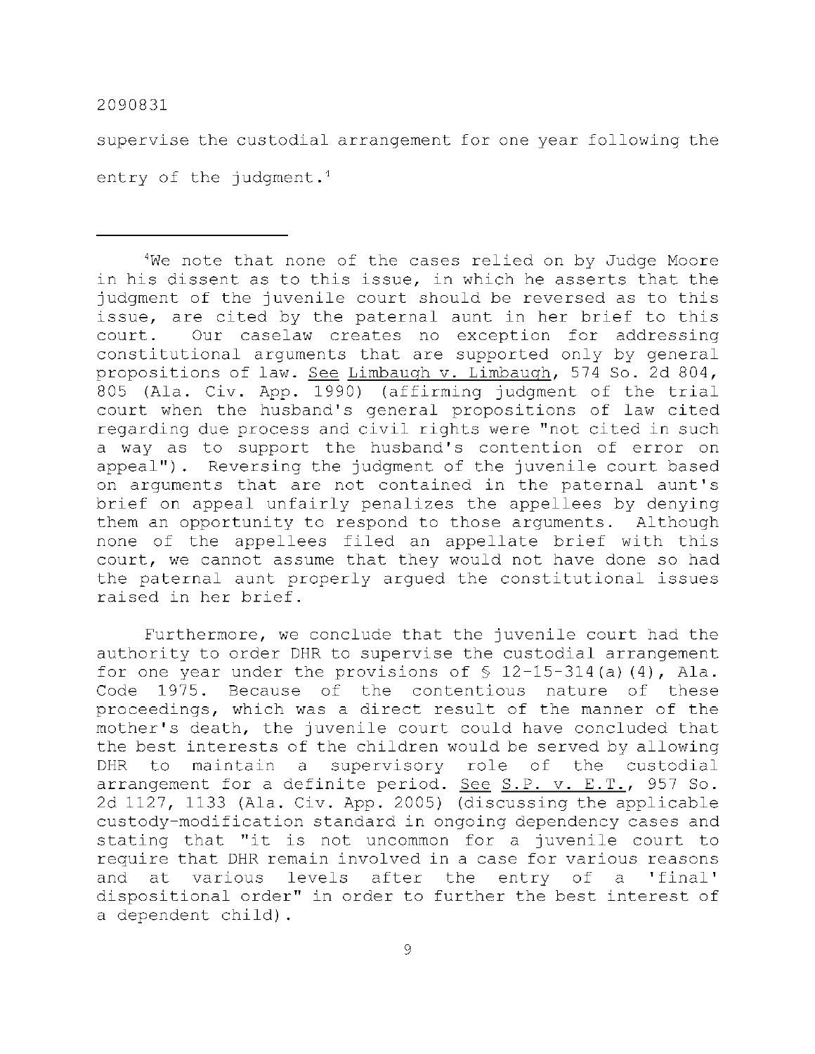supervise the custodial arrangement for one year following the entry of the judgment.[4]

---

[4]We note that none of the cases relied on by Judge Moore in his dissent as to this issue, in which he asserts that the judgment of the juvenile court should be reversed as to this issue, are cited by the paternal aunt in her brief to this court. Our caselaw creates no exception for addressing constitutional arguments that are supported only by general propositions of law. See Limbaugh v. Limbaugh, 574 So. 2d 804, 805 (Ala. Civ. App. 1990) (affirming judgment of the trial court when the husband's general propositions of law cited regarding due process and civil rights were "not cited in such a way as to support the husband's contention of error on appeal"). Reversing the judgment of the juvenile court based on arguments that are not contained in the paternal aunt's brief on appeal unfairly penalizes the appellees by denying them an opportunity to respond to those arguments. Although none of the appellees filed an appellate brief with this court, we cannot assume that they would not have done so had the paternal aunt properly argued the constitutional issues raised in her brief.

Furthermore, we conclude that the juvenile court had the authority to order DHR to supervise the custodial arrangement for one year under the provisions of § 12-15-314(a)(4), Ala. Code 1975. Because of the contentious nature of these proceedings, which was a direct result of the manner of the mother's death, the juvenile court could have concluded that the best interests of the children would be served by allowing DHR to maintain a supervisory role of the custodial arrangement for a definite period. See S.P. v. E.T., 957 So. 2d 1127, 1133 (Ala. Civ. App. 2005) (discussing the applicable custody-modification standard in ongoing dependency cases and stating that "it is not uncommon for a juvenile court to require that DHR remain involved in a case for various reasons and at various levels after the entry of a 'final' dispositional order" in order to further the best interest of a dependent child).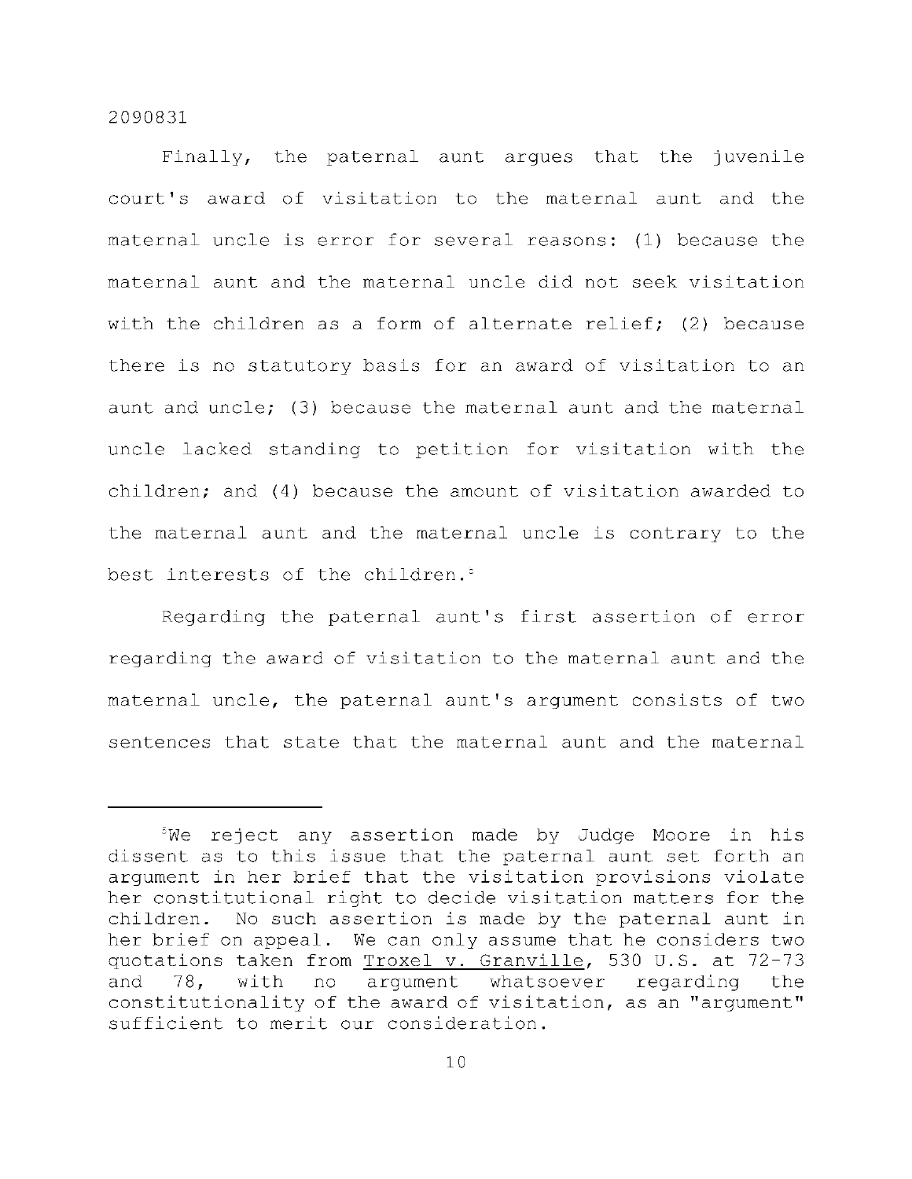2090831

Finally, the paternal aunt argues that the juvenile court's award of visitation to the maternal aunt and the maternal uncle is error for several reasons: (1) because the maternal aunt and the maternal uncle did not seek visitation with the children as a form of alternate relief; (2) because there is no statutory basis for an award of visitation to an aunt and uncle; (3) because the maternal aunt and the maternal uncle lacked standing to petition for visitation with the children; and (4) because the amount of visitation awarded to the maternal aunt and the maternal uncle is contrary to the best interests of the children.[5]

Regarding the paternal aunt's first assertion of error regarding the award of visitation to the maternal aunt and the maternal uncle, the paternal aunt's argument consists of two sentences that state that the maternal aunt and the maternal

---

[5]We reject any assertion made by Judge Moore in his dissent as to this issue that the paternal aunt set forth an argument in her brief that the visitation provisions violate her constitutional right to decide visitation matters for the children. No such assertion is made by the paternal aunt in her brief on appeal. We can only assume that he considers two quotations taken from Troxel v. Granville, 530 U.S. at 72-73 and 78, with no argument whatsoever regarding the constitutionality of the award of visitation, as an "argument" sufficient to merit our consideration.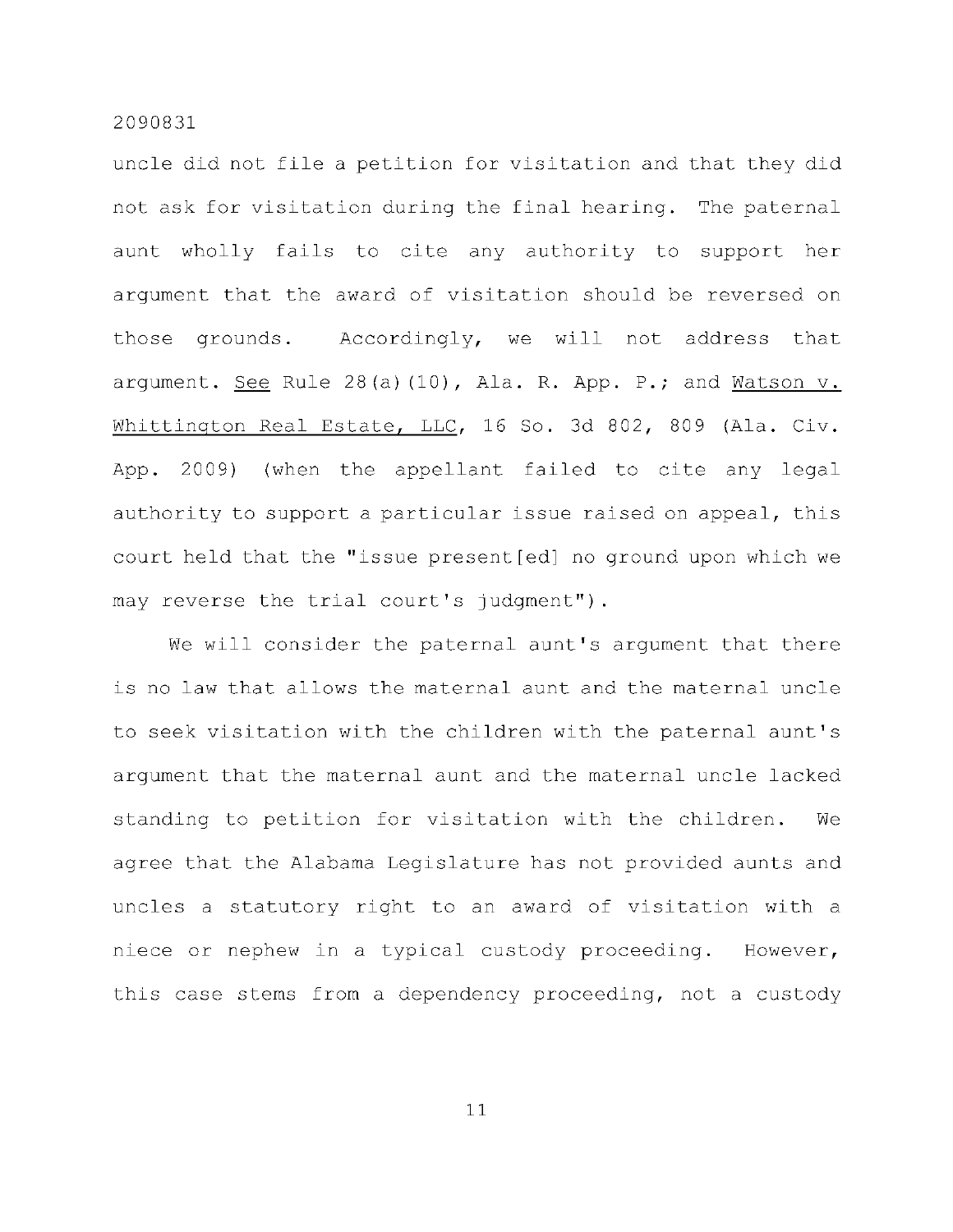uncle did not file a petition for visitation and that they did not ask for visitation during the final hearing. The paternal aunt wholly fails to cite any authority to support her argument that the award of visitation should be reversed on those grounds. Accordingly, we will not address that argument. See Rule 28(a)(10), Ala. R. App. P.; and Watson v. Whittington Real Estate, LLC, 16 So. 3d 802, 809 (Ala. Civ. App. 2009) (when the appellant failed to cite any legal authority to support a particular issue raised on appeal, this court held that the "issue present[ed] no ground upon which we may reverse the trial court's judgment").

We will consider the paternal aunt's argument that there is no law that allows the maternal aunt and the maternal uncle to seek visitation with the children with the paternal aunt's argument that the maternal aunt and the maternal uncle lacked standing to petition for visitation with the children. We agree that the Alabama Legislature has not provided aunts and uncles a statutory right to an award of visitation with a niece or nephew in a typical custody proceeding. However, this case stems from a dependency proceeding, not a custody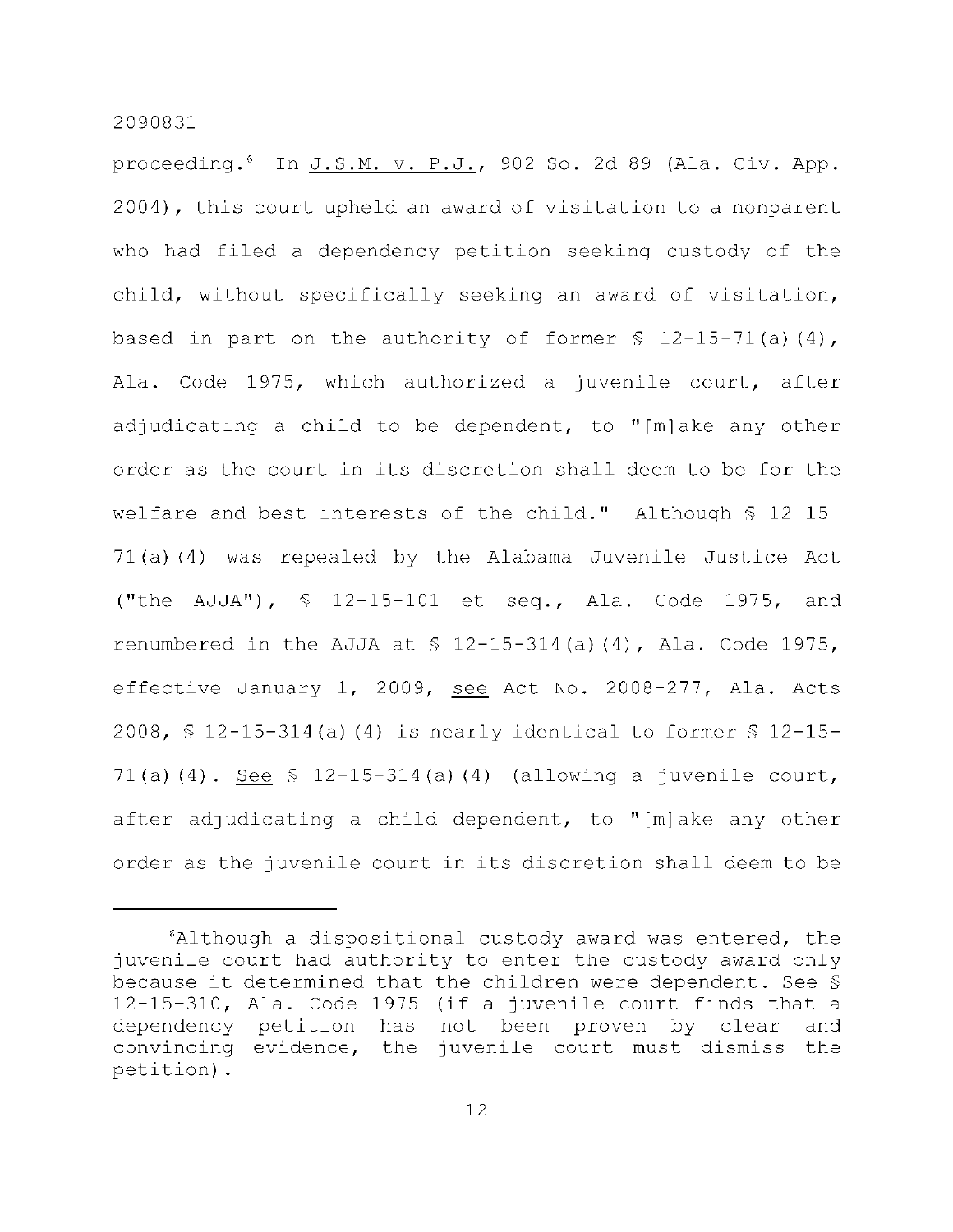proceeding.[6] In J.S.M. v. P.J., 902 So. 2d 89 (Ala. Civ. App. 2004), this court upheld an award of visitation to a nonparent who had filed a dependency petition seeking custody of the child, without specifically seeking an award of visitation, based in part on the authority of former § 12-15-71(a)(4), Ala. Code 1975, which authorized a juvenile court, after adjudicating a child to be dependent, to "[m]ake any other order as the court in its discretion shall deem to be for the welfare and best interests of the child." Although § 12-15-71(a)(4) was repealed by the Alabama Juvenile Justice Act ("the AJJA"), § 12-15-101 et seq., Ala. Code 1975, and renumbered in the AJJA at § 12-15-314(a)(4), Ala. Code 1975, effective January 1, 2009, see Act No. 2008-277, Ala. Acts 2008, § 12-15-314(a)(4) is nearly identical to former § 12-15-71(a)(4). See § 12-15-314(a)(4) (allowing a juvenile court, after adjudicating a child dependent, to "[m]ake any other order as the juvenile court in its discretion shall deem to be

---

[6]Although a dispositional custody award was entered, the juvenile court had authority to enter the custody award only because it determined that the children were dependent. See § 12-15-310, Ala. Code 1975 (if a juvenile court finds that a dependency petition has not been proven by clear and convincing evidence, the juvenile court must dismiss the petition).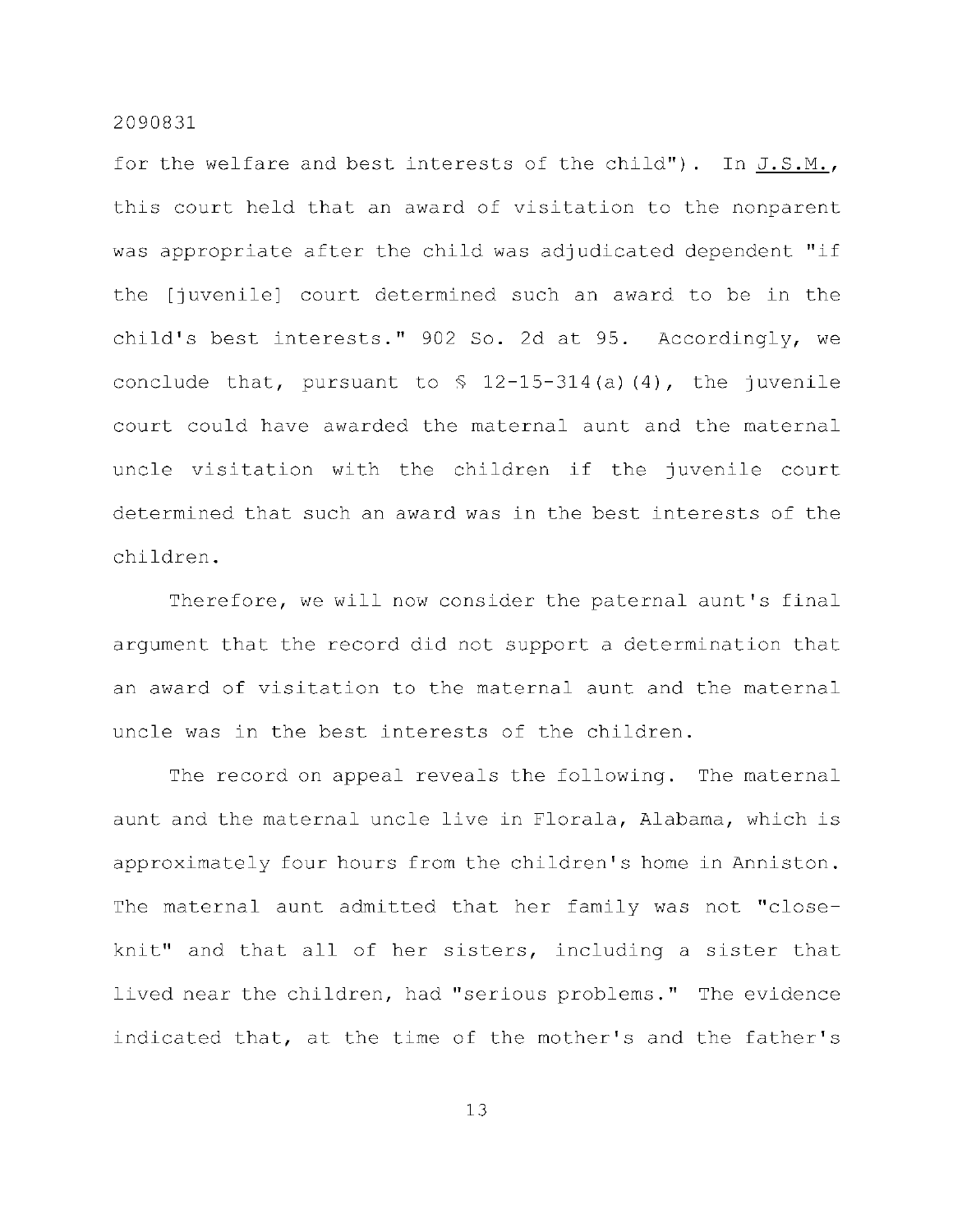for the welfare and best interests of the child"). In J.S.M., this court held that an award of visitation to the nonparent was appropriate after the child was adjudicated dependent "if the [juvenile] court determined such an award to be in the child's best interests." 902 So. 2d at 95. Accordingly, we conclude that, pursuant to § 12-15-314(a)(4), the juvenile court could have awarded the maternal aunt and the maternal uncle visitation with the children if the juvenile court determined that such an award was in the best interests of the children.

Therefore, we will now consider the paternal aunt's final argument that the record did not support a determination that an award of visitation to the maternal aunt and the maternal uncle was in the best interests of the children.

The record on appeal reveals the following. The maternal aunt and the maternal uncle live in Florala, Alabama, which is approximately four hours from the children's home in Anniston. The maternal aunt admitted that her family was not "close-knit" and that all of her sisters, including a sister that lived near the children, had "serious problems." The evidence indicated that, at the time of the mother's and the father's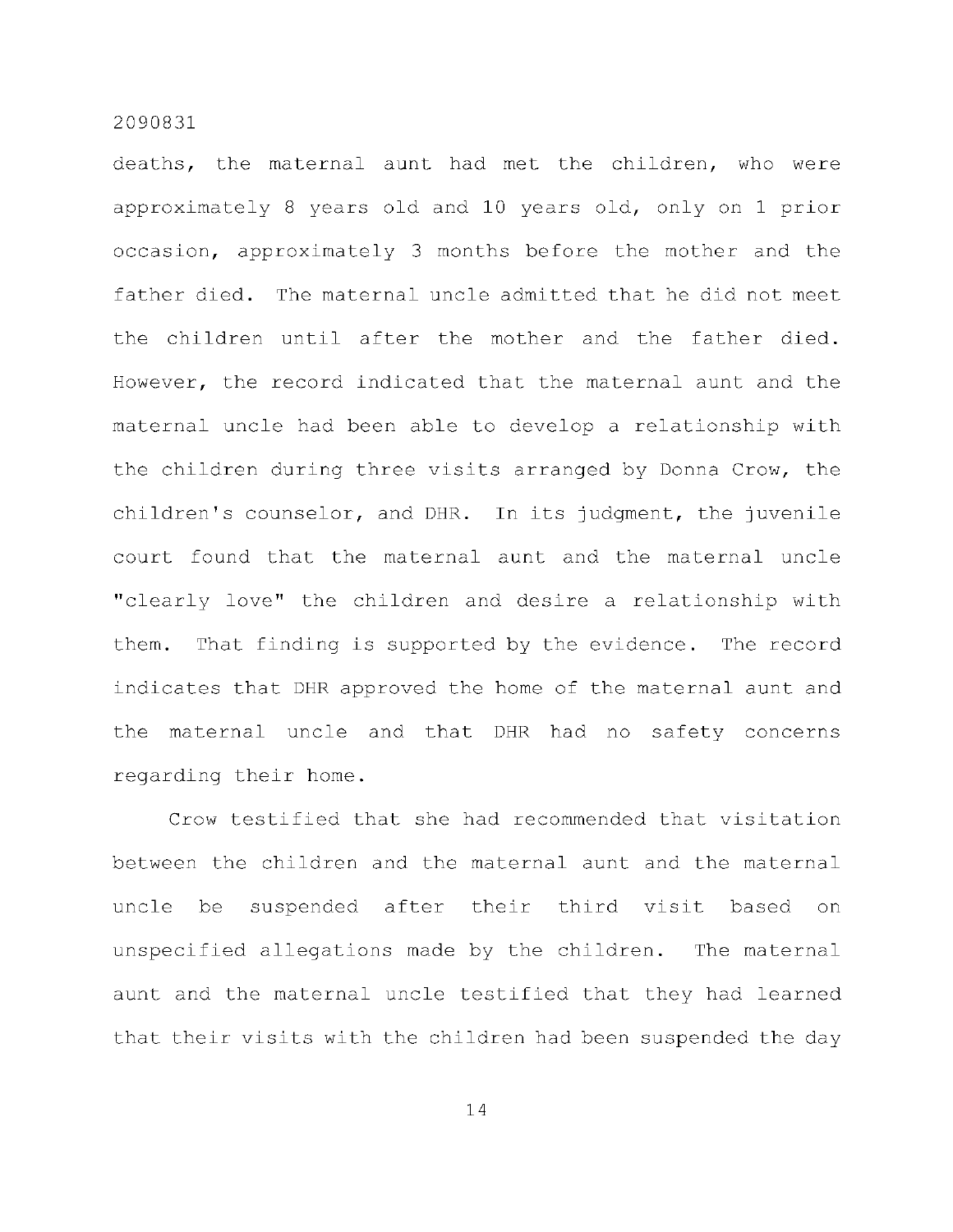deaths, the maternal aunt had met the children, who were approximately 8 years old and 10 years old, only on 1 prior occasion, approximately 3 months before the mother and the father died. The maternal uncle admitted that he did not meet the children until after the mother and the father died. However, the record indicated that the maternal aunt and the maternal uncle had been able to develop a relationship with the children during three visits arranged by Donna Crow, the children's counselor, and DHR. In its judgment, the juvenile court found that the maternal aunt and the maternal uncle "clearly love" the children and desire a relationship with them. That finding is supported by the evidence. The record indicates that DHR approved the home of the maternal aunt and the maternal uncle and that DHR had no safety concerns regarding their home.

Crow testified that she had recommended that visitation between the children and the maternal aunt and the maternal uncle be suspended after their third visit based on unspecified allegations made by the children. The maternal aunt and the maternal uncle testified that they had learned that their visits with the children had been suspended the day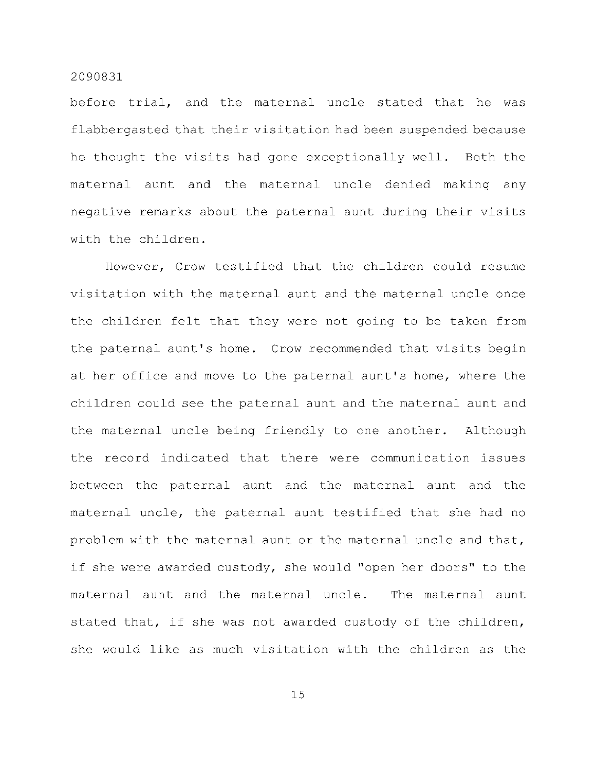before trial, and the maternal uncle stated that he was flabbergasted that their visitation had been suspended because he thought the visits had gone exceptionally well. Both the maternal aunt and the maternal uncle denied making any negative remarks about the paternal aunt during their visits with the children.

However, Crow testified that the children could resume visitation with the maternal aunt and the maternal uncle once the children felt that they were not going to be taken from the paternal aunt's home. Crow recommended that visits begin at her office and move to the paternal aunt's home, where the children could see the paternal aunt and the maternal aunt and the maternal uncle being friendly to one another. Although the record indicated that there were communication issues between the paternal aunt and the maternal aunt and the maternal uncle, the paternal aunt testified that she had no problem with the maternal aunt or the maternal uncle and that, if she were awarded custody, she would "open her doors" to the maternal aunt and the maternal uncle. The maternal aunt stated that, if she was not awarded custody of the children, she would like as much visitation with the children as the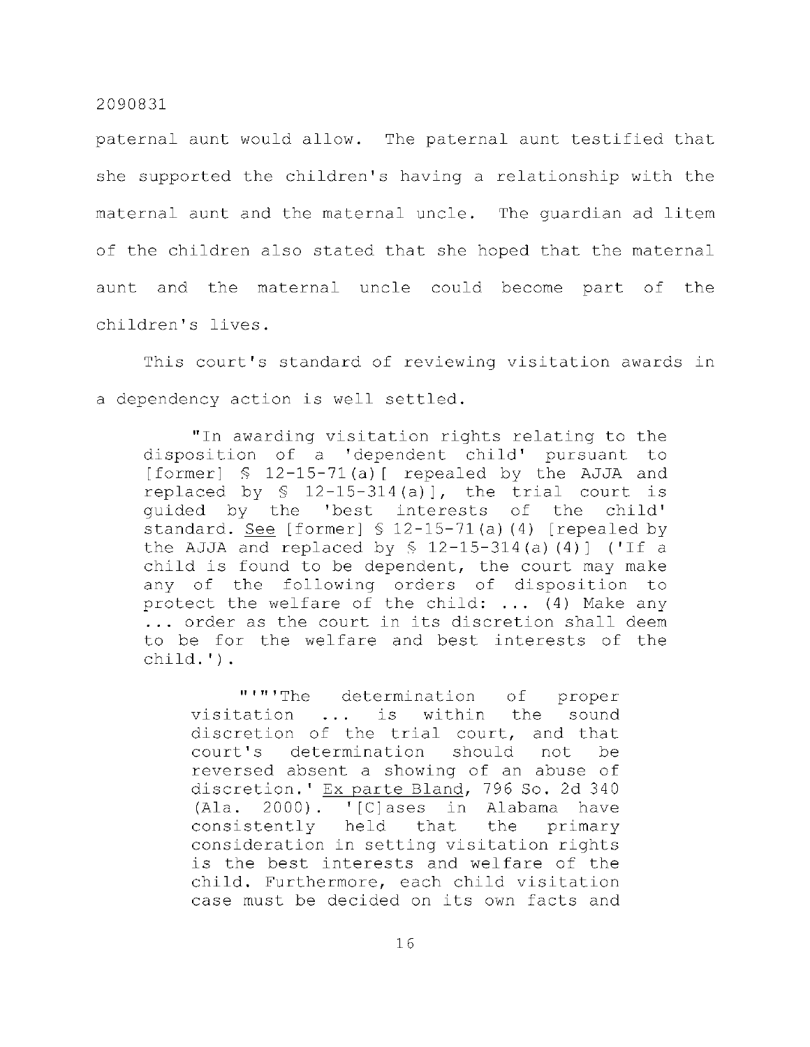paternal aunt would allow. The paternal aunt testified that she supported the children's having a relationship with the maternal aunt and the maternal uncle. The guardian ad litem of the children also stated that she hoped that the maternal aunt and the maternal uncle could become part of the children's lives.

This court's standard of reviewing visitation awards in a dependency action is well settled.

> "In awarding visitation rights relating to the disposition of a 'dependent child' pursuant to [former] § 12-15-71(a)[ repealed by the AJJA and replaced by § 12-15-314(a)], the trial court is guided by the 'best interests of the child' standard. See [former] § 12-15-71(a)(4) [repealed by the AJJA and replaced by § 12-15-314(a)(4)] ('If a child is found to be dependent, the court may make any of the following orders of disposition to protect the welfare of the child: ... (4) Make any ... order as the court in its discretion shall deem to be for the welfare and best interests of the child.').
>
> > "'"'The determination of proper visitation ... is within the sound discretion of the trial court, and that court's determination should not be reversed absent a showing of an abuse of discretion.' Ex parte Bland, 796 So. 2d 340 (Ala. 2000). '[C]ases in Alabama have consistently held that the primary consideration in setting visitation rights is the best interests and welfare of the child. Furthermore, each child visitation case must be decided on its own facts and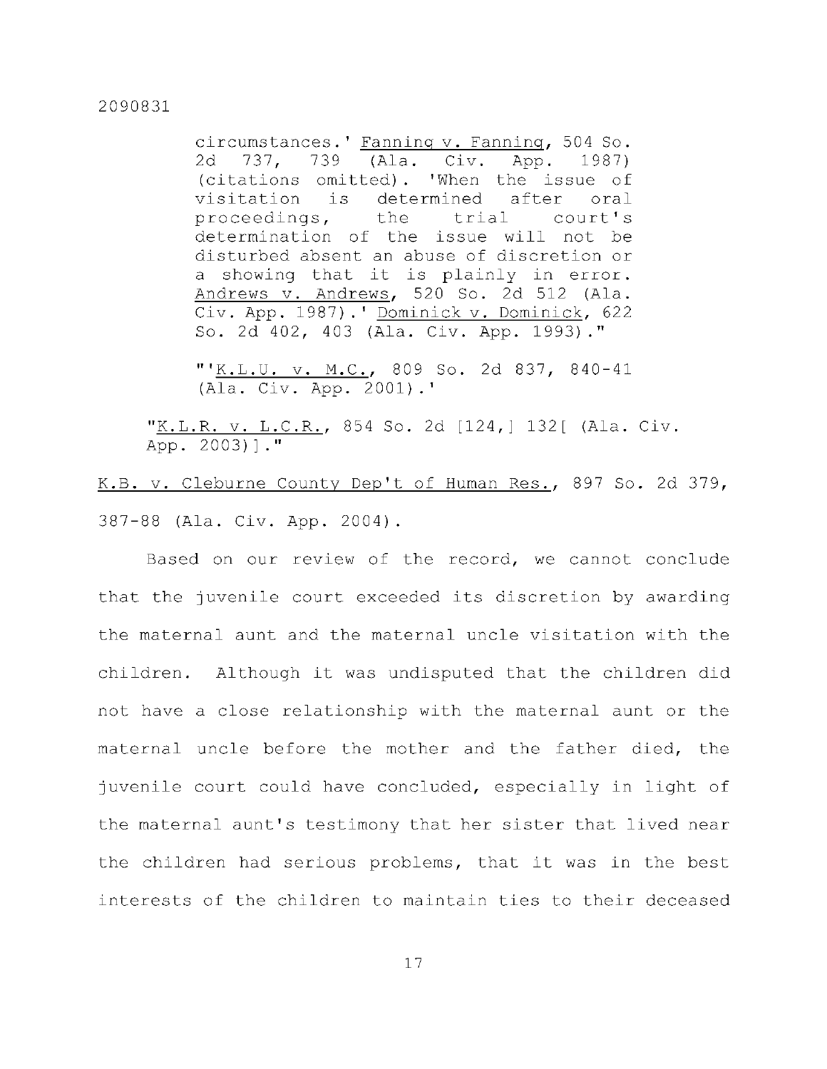> circumstances.' Fanning v. Fanning, 504 So. 2d 737, 739 (Ala. Civ. App. 1987) (citations omitted). 'When the issue of visitation is determined after oral proceedings, the trial court's determination of the issue will not be disturbed absent an abuse of discretion or a showing that it is plainly in error. Andrews v. Andrews, 520 So. 2d 512 (Ala. Civ. App. 1987).' Dominick v. Dominick, 622 So. 2d 402, 403 (Ala. Civ. App. 1993)."
>
> "'K.L.U. v. M.C., 809 So. 2d 837, 840-41 (Ala. Civ. App. 2001).'
>
> "K.L.R. v. L.C.R., 854 So. 2d [124,] 132[ (Ala. Civ. App. 2003)]."

K.B. v. Cleburne County Dep't of Human Res., 897 So. 2d 379, 387-88 (Ala. Civ. App. 2004).

Based on our review of the record, we cannot conclude that the juvenile court exceeded its discretion by awarding the maternal aunt and the maternal uncle visitation with the children. Although it was undisputed that the children did not have a close relationship with the maternal aunt or the maternal uncle before the mother and the father died, the juvenile court could have concluded, especially in light of the maternal aunt's testimony that her sister that lived near the children had serious problems, that it was in the best interests of the children to maintain ties to their deceased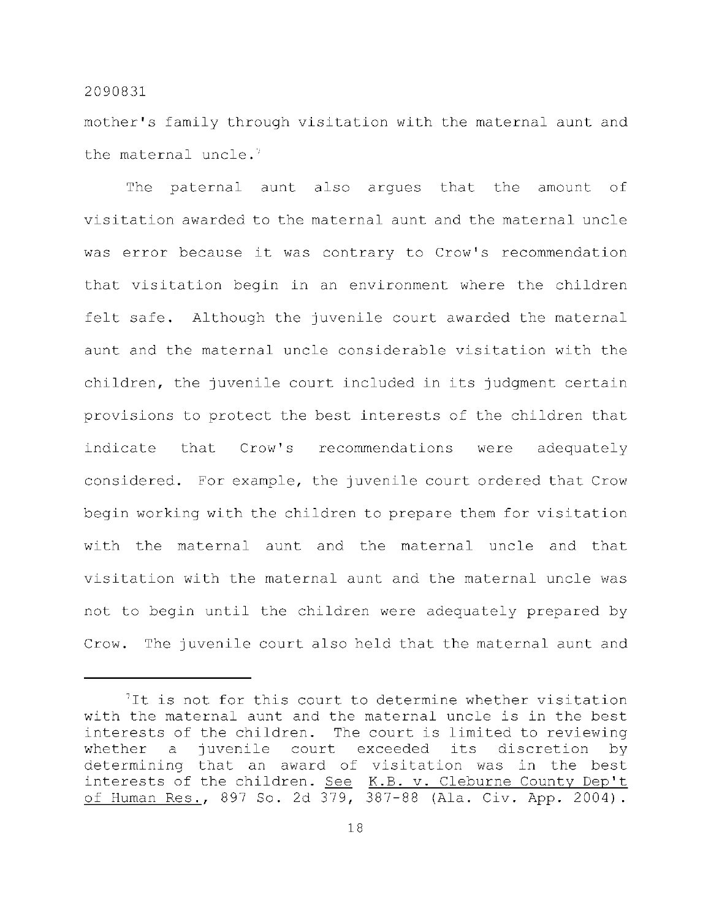mother's family through visitation with the maternal aunt and the maternal uncle.[7]

The paternal aunt also argues that the amount of visitation awarded to the maternal aunt and the maternal uncle was error because it was contrary to Crow's recommendation that visitation begin in an environment where the children felt safe. Although the juvenile court awarded the maternal aunt and the maternal uncle considerable visitation with the children, the juvenile court included in its judgment certain provisions to protect the best interests of the children that indicate that Crow's recommendations were adequately considered. For example, the juvenile court ordered that Crow begin working with the children to prepare them for visitation with the maternal aunt and the maternal uncle and that visitation with the maternal aunt and the maternal uncle was not to begin until the children were adequately prepared by Crow. The juvenile court also held that the maternal aunt and

---

[7]It is not for this court to determine whether visitation with the maternal aunt and the maternal uncle is in the best interests of the children. The court is limited to reviewing whether a juvenile court exceeded its discretion by determining that an award of visitation was in the best interests of the children. See K.B. v. Cleburne County Dep't of Human Res., 897 So. 2d 379, 387-88 (Ala. Civ. App. 2004).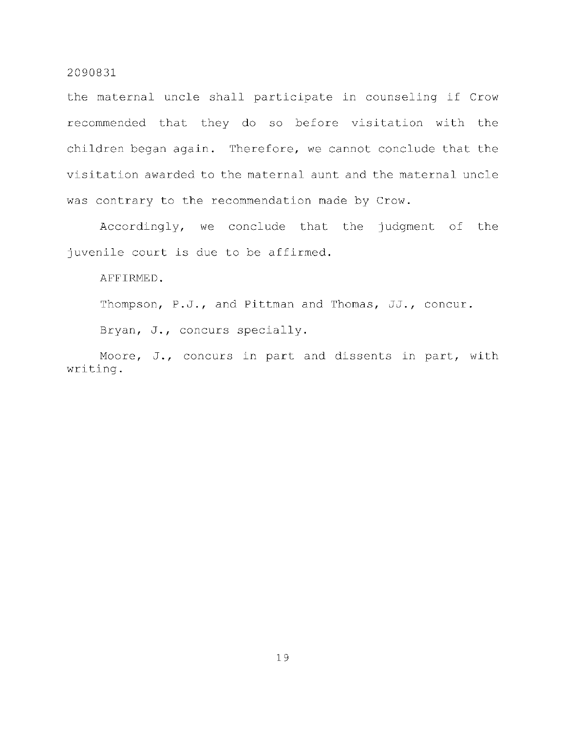the maternal uncle shall participate in counseling if Crow recommended that they do so before visitation with the children began again. Therefore, we cannot conclude that the visitation awarded to the maternal aunt and the maternal uncle was contrary to the recommendation made by Crow.

Accordingly, we conclude that the judgment of the juvenile court is due to be affirmed.

AFFIRMED.

Thompson, P.J., and Pittman and Thomas, JJ., concur.

Bryan, J., concurs specially.

Moore, J., concurs in part and dissents in part, with writing.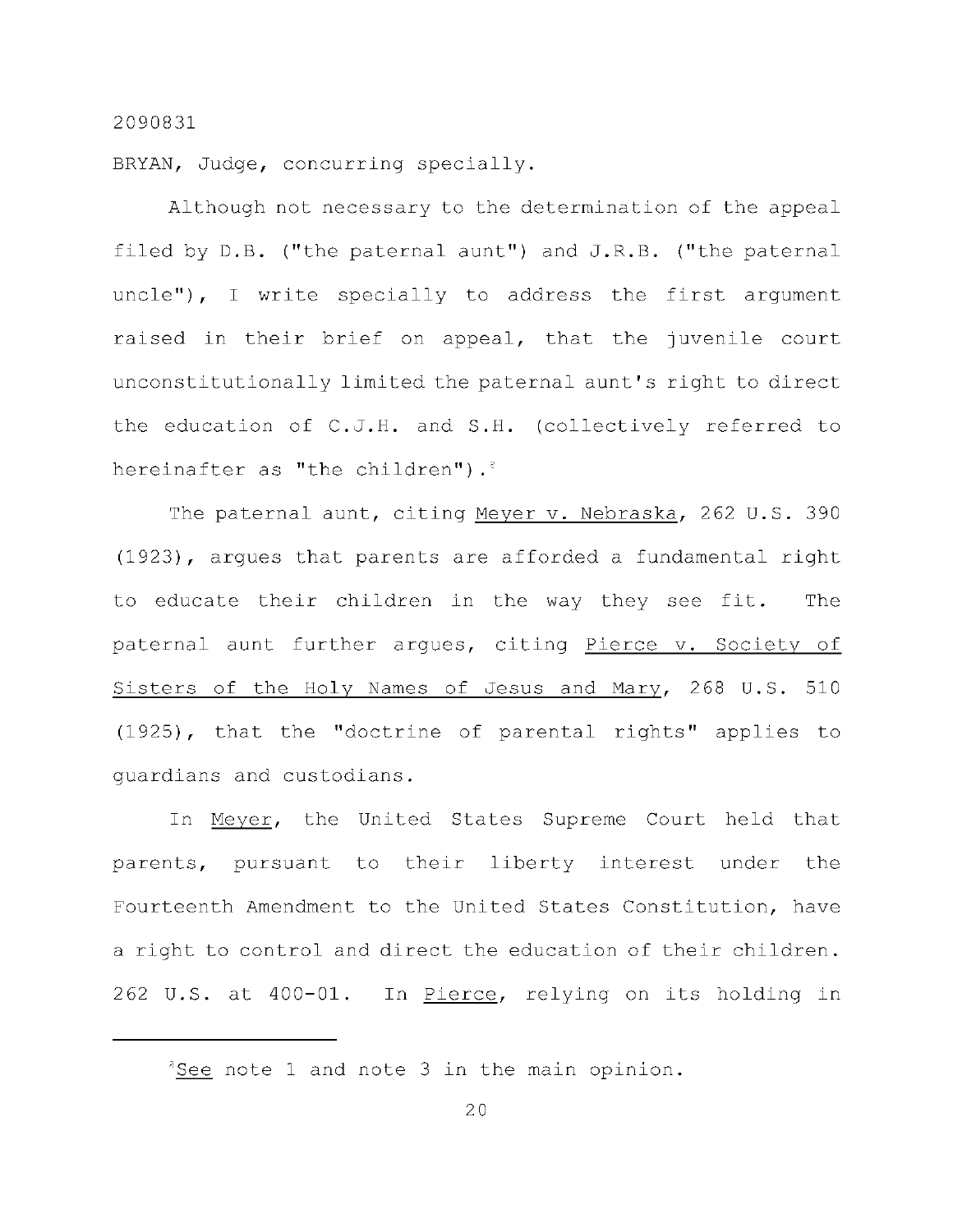2090831

BRYAN, Judge, concurring specially.

Although not necessary to the determination of the appeal filed by D.B. ("the paternal aunt") and J.R.B. ("the paternal uncle"), I write specially to address the first argument raised in their brief on appeal, that the juvenile court unconstitutionally limited the paternal aunt's right to direct the education of C.J.H. and S.H. (collectively referred to hereinafter as "the children").[2]

The paternal aunt, citing Meyer v. Nebraska, 262 U.S. 390 (1923), argues that parents are afforded a fundamental right to educate their children in the way they see fit. The paternal aunt further argues, citing Pierce v. Society of Sisters of the Holy Names of Jesus and Mary, 268 U.S. 510 (1925), that the "doctrine of parental rights" applies to guardians and custodians.

In Meyer, the United States Supreme Court held that parents, pursuant to their liberty interest under the Fourteenth Amendment to the United States Constitution, have a right to control and direct the education of their children. 262 U.S. at 400-01. In Pierce, relying on its holding in

[2] See note 1 and note 3 in the main opinion.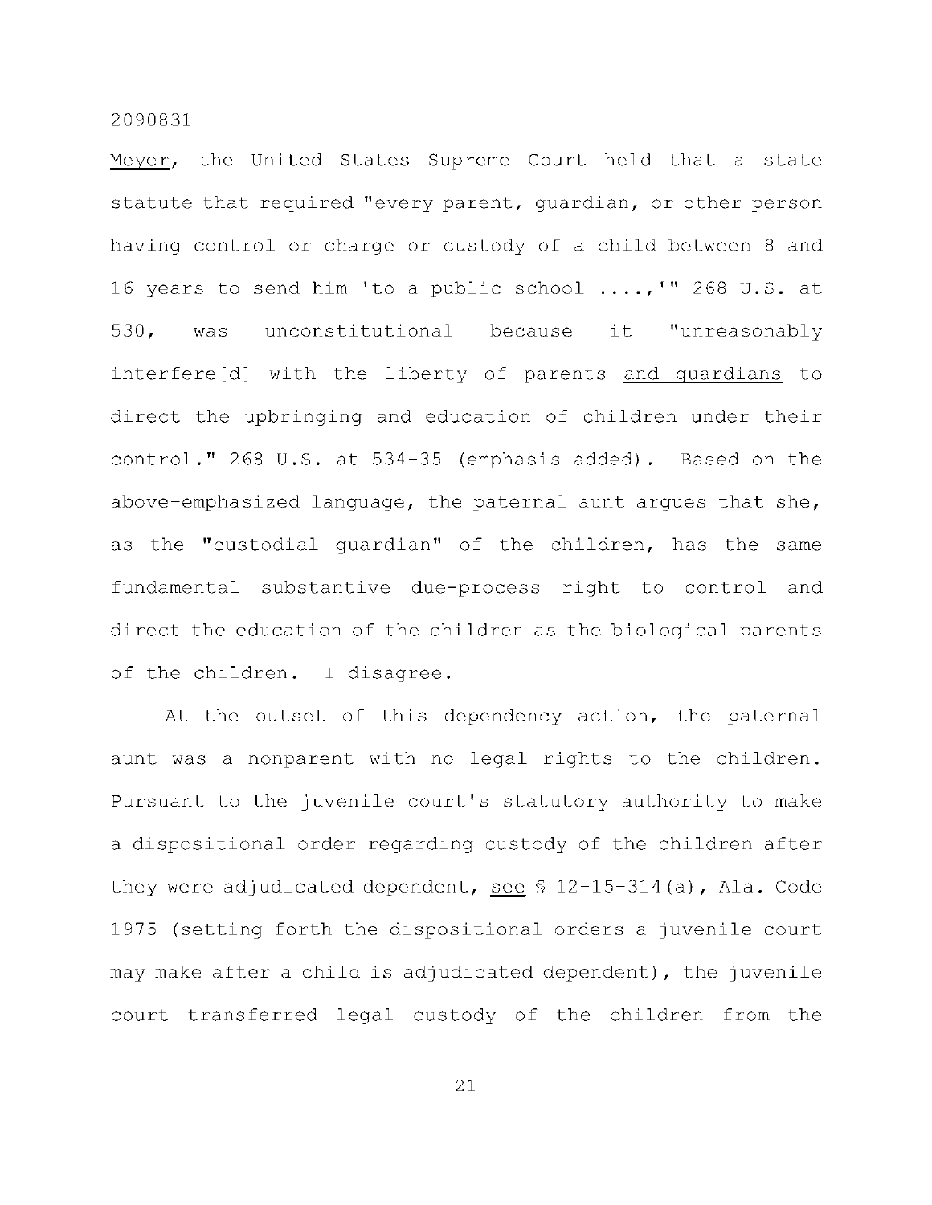Meyer, the United States Supreme Court held that a state statute that required "every parent, guardian, or other person having control or charge or custody of a child between 8 and 16 years to send him 'to a public school ....,'" 268 U.S. at 530, was unconstitutional because it "unreasonably interfere[d] with the liberty of parents and guardians to direct the upbringing and education of children under their control." 268 U.S. at 534-35 (emphasis added). Based on the above-emphasized language, the paternal aunt argues that she, as the "custodial guardian" of the children, has the same fundamental substantive due-process right to control and direct the education of the children as the biological parents of the children. I disagree.

At the outset of this dependency action, the paternal aunt was a nonparent with no legal rights to the children. Pursuant to the juvenile court's statutory authority to make a dispositional order regarding custody of the children after they were adjudicated dependent, see § 12-15-314(a), Ala. Code 1975 (setting forth the dispositional orders a juvenile court may make after a child is adjudicated dependent), the juvenile court transferred legal custody of the children from the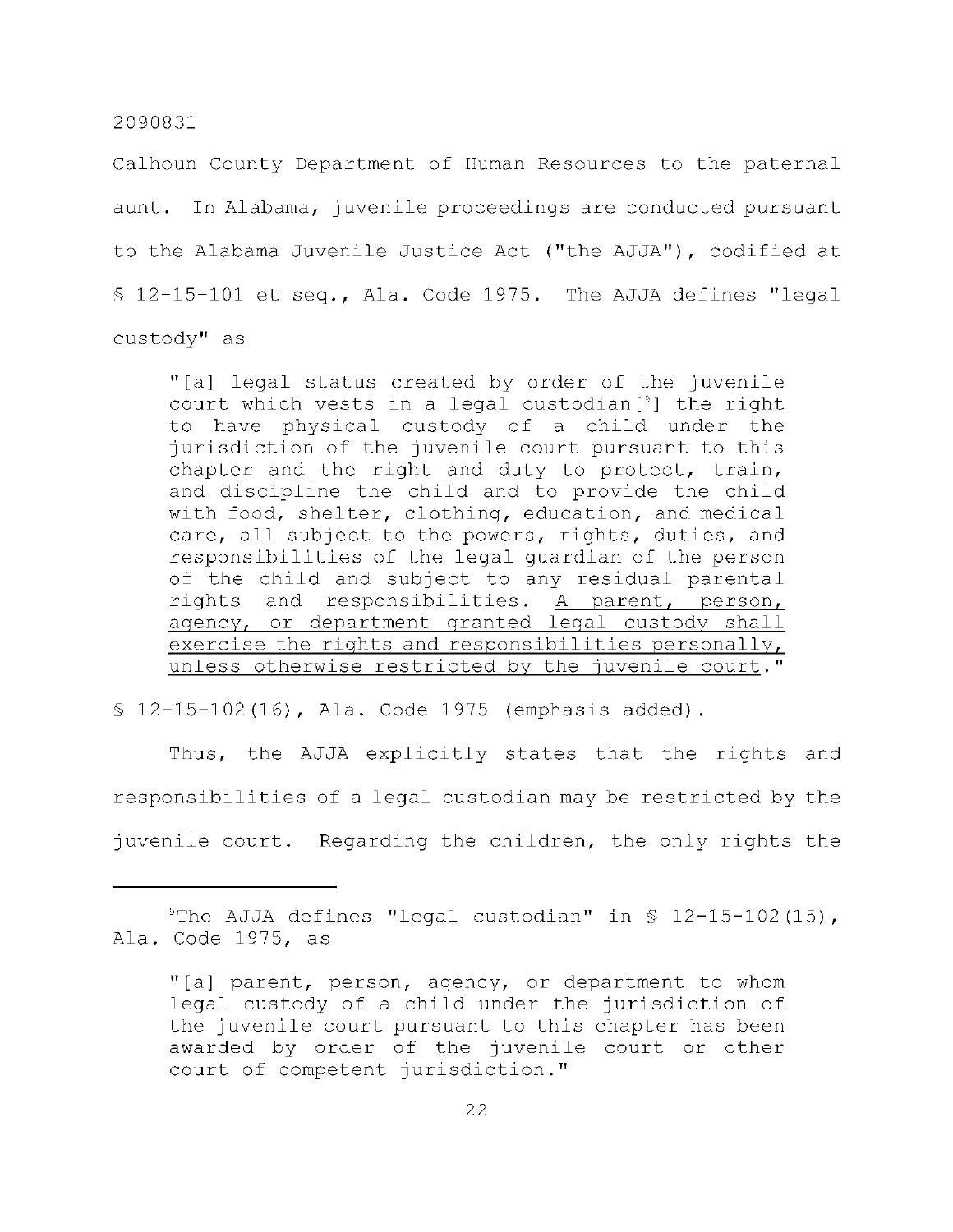Calhoun County Department of Human Resources to the paternal aunt. In Alabama, juvenile proceedings are conducted pursuant to the Alabama Juvenile Justice Act ("the AJJA"), codified at § 12-15-101 et seq., Ala. Code 1975. The AJJA defines "legal custody" as

> "[a] legal status created by order of the juvenile court which vests in a legal custodian[9] the right to have physical custody of a child under the jurisdiction of the juvenile court pursuant to this chapter and the right and duty to protect, train, and discipline the child and to provide the child with food, shelter, clothing, education, and medical care, all subject to the powers, rights, duties, and responsibilities of the legal guardian of the person of the child and subject to any residual parental rights and responsibilities. <u>A parent, person, agency, or department granted legal custody shall exercise the rights and responsibilities personally, unless otherwise restricted by the juvenile court</u>."

§ 12-15-102(16), Ala. Code 1975 (emphasis added).

Thus, the AJJA explicitly states that the rights and responsibilities of a legal custodian may be restricted by the juvenile court. Regarding the children, the only rights the

---

[9] The AJJA defines "legal custodian" in § 12-15-102(15), Ala. Code 1975, as

> "[a] parent, person, agency, or department to whom legal custody of a child under the jurisdiction of the juvenile court pursuant to this chapter has been awarded by order of the juvenile court or other court of competent jurisdiction."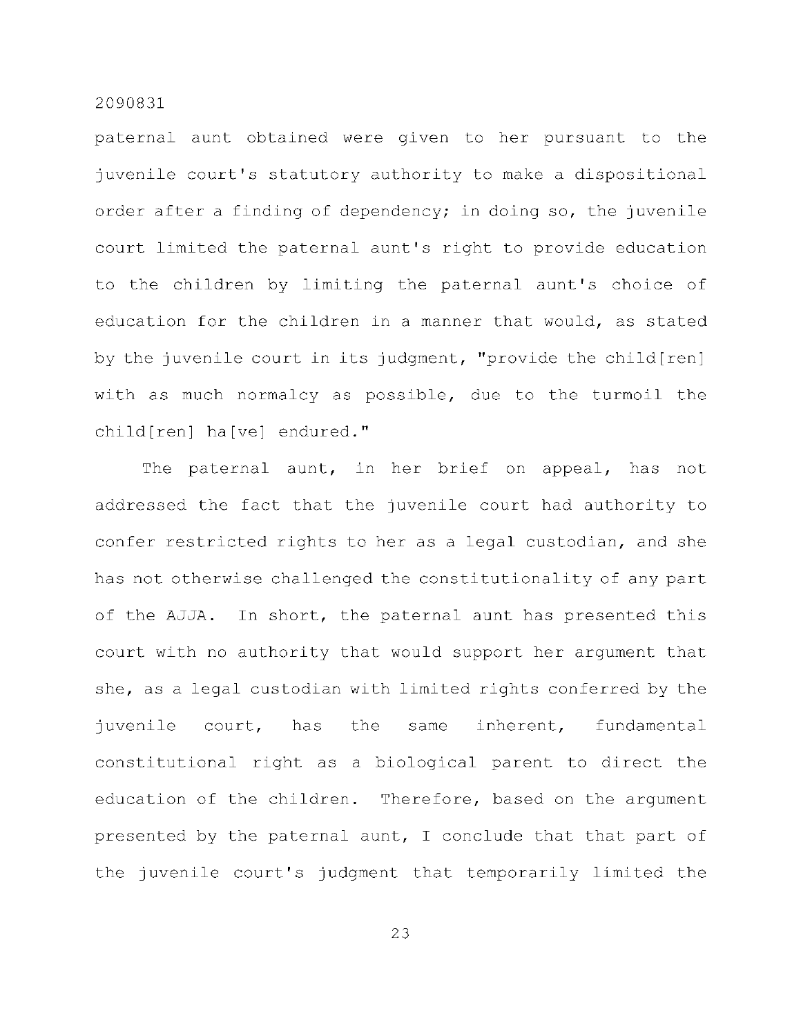paternal aunt obtained were given to her pursuant to the juvenile court's statutory authority to make a dispositional order after a finding of dependency; in doing so, the juvenile court limited the paternal aunt's right to provide education to the children by limiting the paternal aunt's choice of education for the children in a manner that would, as stated by the juvenile court in its judgment, "provide the child[ren] with as much normalcy as possible, due to the turmoil the child[ren] ha[ve] endured."

The paternal aunt, in her brief on appeal, has not addressed the fact that the juvenile court had authority to confer restricted rights to her as a legal custodian, and she has not otherwise challenged the constitutionality of any part of the AJJA. In short, the paternal aunt has presented this court with no authority that would support her argument that she, as a legal custodian with limited rights conferred by the juvenile court, has the same inherent, fundamental constitutional right as a biological parent to direct the education of the children. Therefore, based on the argument presented by the paternal aunt, I conclude that that part of the juvenile court's judgment that temporarily limited the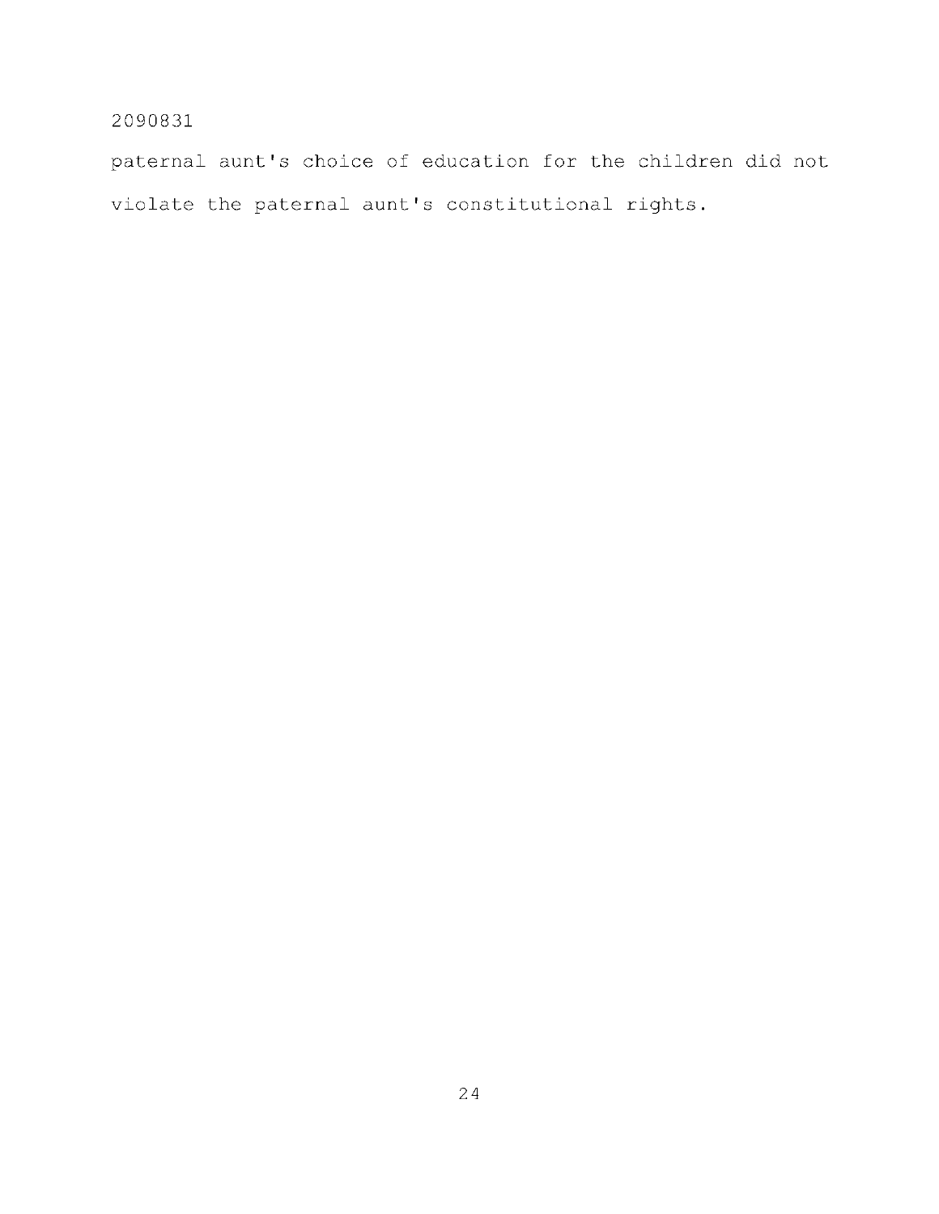paternal aunt's choice of education for the children did not violate the paternal aunt's constitutional rights.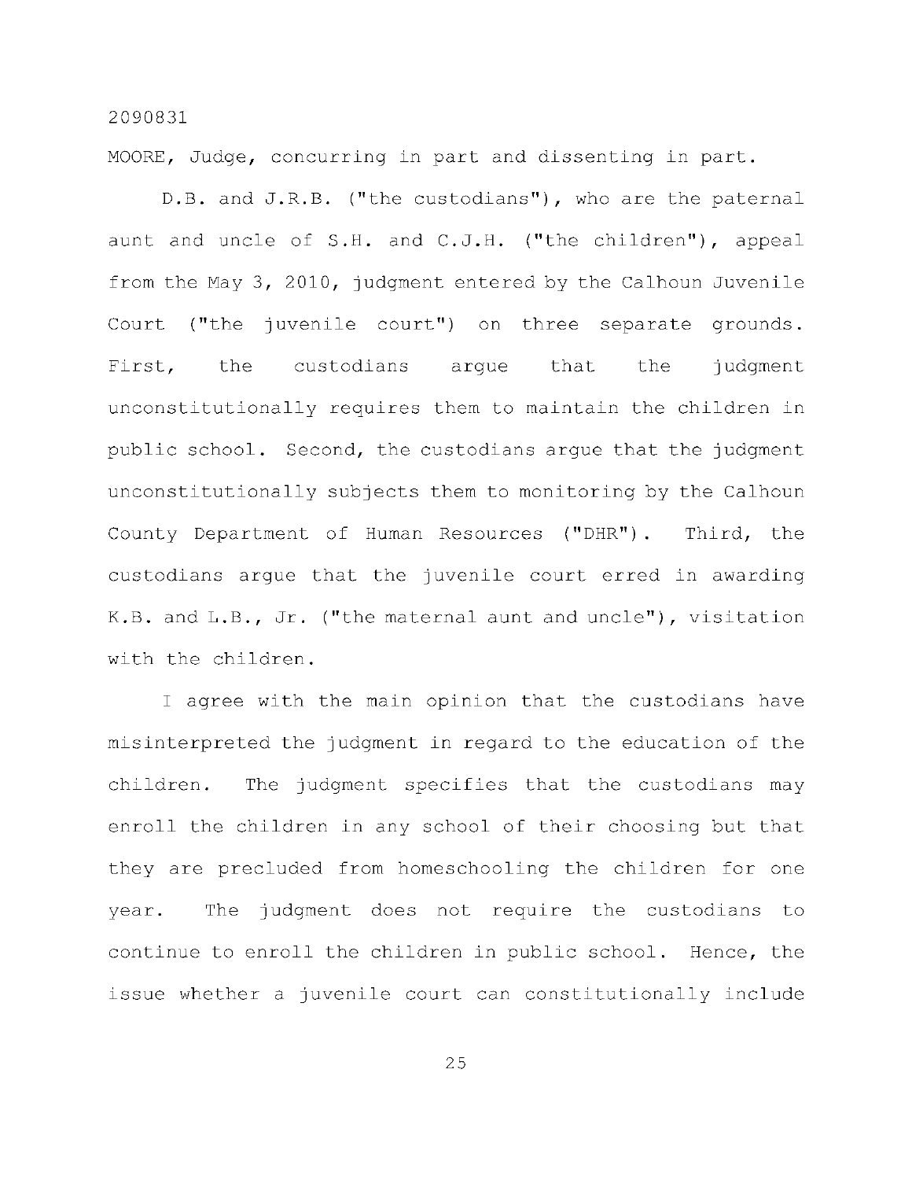MOORE, Judge, concurring in part and dissenting in part.

D.B. and J.R.B. ("the custodians"), who are the paternal aunt and uncle of S.H. and C.J.H. ("the children"), appeal from the May 3, 2010, judgment entered by the Calhoun Juvenile Court ("the juvenile court") on three separate grounds. First, the custodians argue that the judgment unconstitutionally requires them to maintain the children in public school. Second, the custodians argue that the judgment unconstitutionally subjects them to monitoring by the Calhoun County Department of Human Resources ("DHR"). Third, the custodians argue that the juvenile court erred in awarding K.B. and L.B., Jr. ("the maternal aunt and uncle"), visitation with the children.

I agree with the main opinion that the custodians have misinterpreted the judgment in regard to the education of the children. The judgment specifies that the custodians may enroll the children in any school of their choosing but that they are precluded from homeschooling the children for one year. The judgment does not require the custodians to continue to enroll the children in public school. Hence, the issue whether a juvenile court can constitutionally include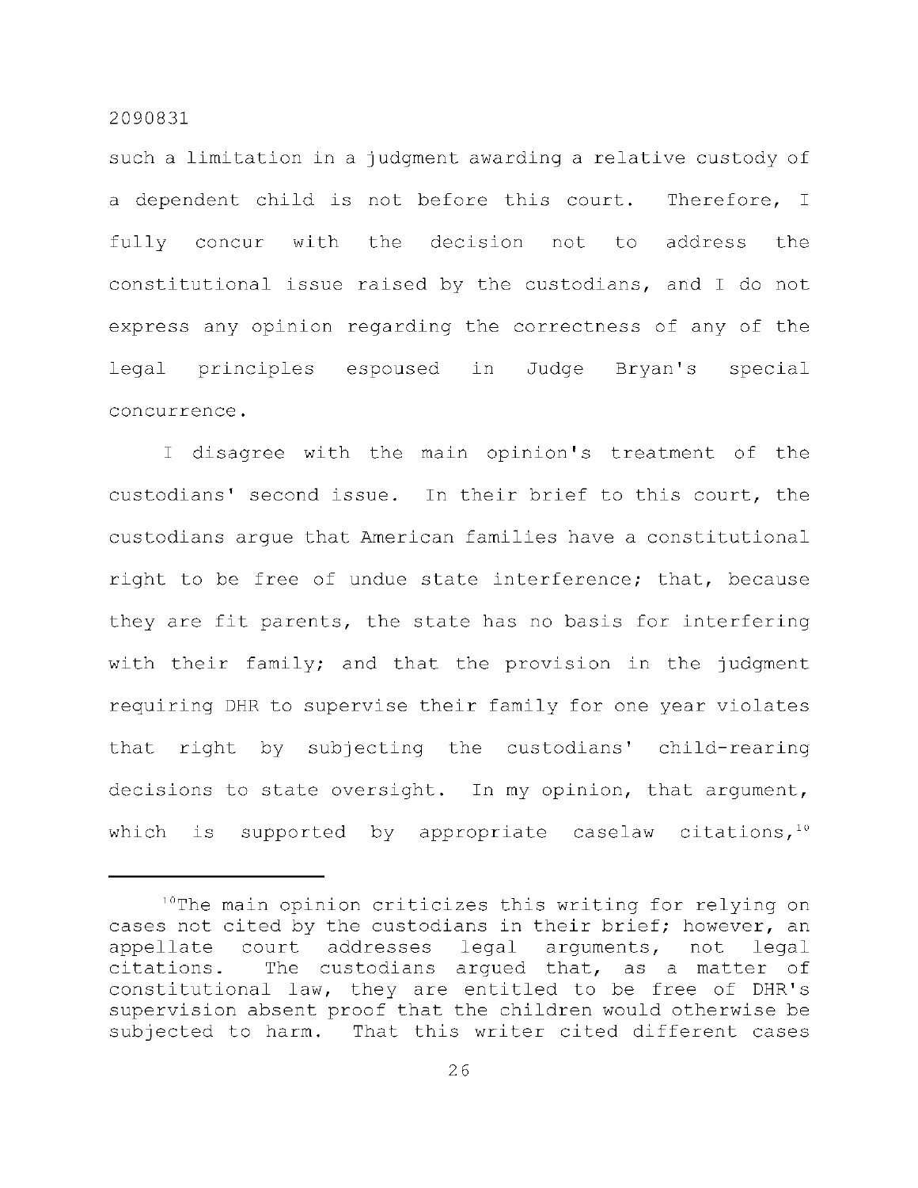such a limitation in a judgment awarding a relative custody of a dependent child is not before this court. Therefore, I fully concur with the decision not to address the constitutional issue raised by the custodians, and I do not express any opinion regarding the correctness of any of the legal principles espoused in Judge Bryan's special concurrence.

I disagree with the main opinion's treatment of the custodians' second issue. In their brief to this court, the custodians argue that American families have a constitutional right to be free of undue state interference; that, because they are fit parents, the state has no basis for interfering with their family; and that the provision in the judgment requiring DHR to supervise their family for one year violates that right by subjecting the custodians' child-rearing decisions to state oversight. In my opinion, that argument, which is supported by appropriate caselaw citations,[10]

---

[10]The main opinion criticizes this writing for relying on cases not cited by the custodians in their brief; however, an appellate court addresses legal arguments, not legal citations. The custodians argued that, as a matter of constitutional law, they are entitled to be free of DHR's supervision absent proof that the children would otherwise be subjected to harm. That this writer cited different cases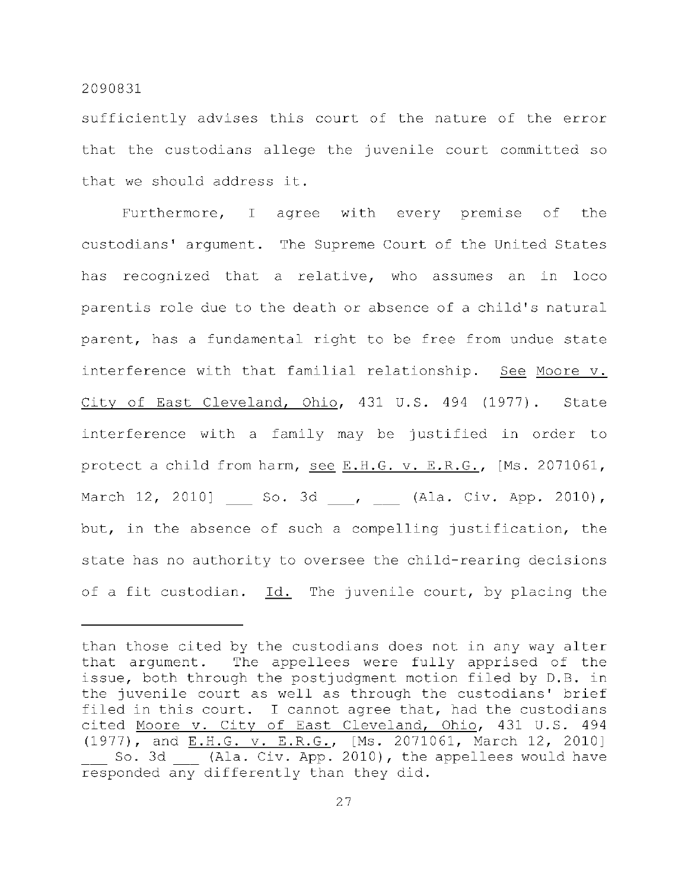sufficiently advises this court of the nature of the error that the custodians allege the juvenile court committed so that we should address it.

Furthermore, I agree with every premise of the custodians' argument. The Supreme Court of the United States has recognized that a relative, who assumes an in loco parentis role due to the death or absence of a child's natural parent, has a fundamental right to be free from undue state interference with that familial relationship. See Moore v. City of East Cleveland, Ohio, 431 U.S. 494 (1977). State interference with a family may be justified in order to protect a child from harm, see E.H.G. v. E.R.G., [Ms. 2071061, March 12, 2010] ___ So. 3d ___, ___ (Ala. Civ. App. 2010), but, in the absence of such a compelling justification, the state has no authority to oversee the child-rearing decisions of a fit custodian. Id. The juvenile court, by placing the

---

than those cited by the custodians does not in any way alter that argument. The appellees were fully apprised of the issue, both through the postjudgment motion filed by D.B. in the juvenile court as well as through the custodians' brief filed in this court. I cannot agree that, had the custodians cited Moore v. City of East Cleveland, Ohio, 431 U.S. 494 (1977), and E.H.G. v. E.R.G., [Ms. 2071061, March 12, 2010] ___ So. 3d ___ (Ala. Civ. App. 2010), the appellees would have responded any differently than they did.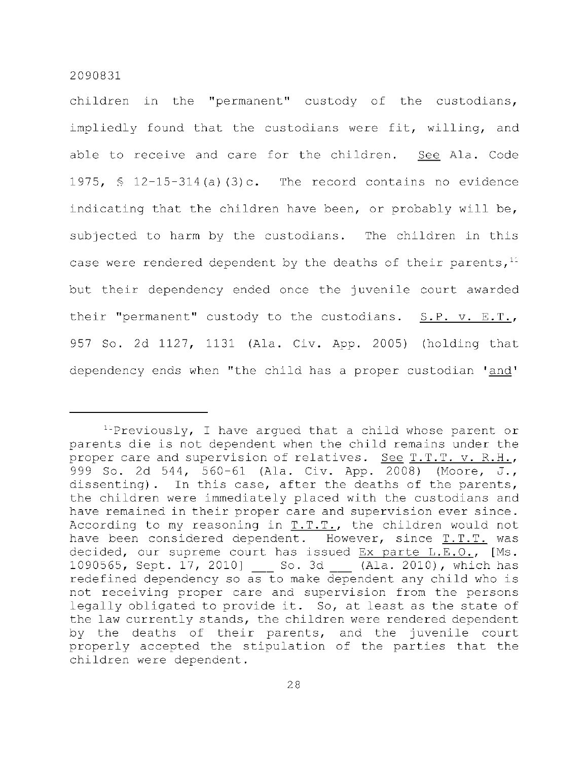children in the "permanent" custody of the custodians, impliedly found that the custodians were fit, willing, and able to receive and care for the children. See Ala. Code 1975, § 12-15-314(a)(3)c. The record contains no evidence indicating that the children have been, or probably will be, subjected to harm by the custodians. The children in this case were rendered dependent by the deaths of their parents,[11] but their dependency ended once the juvenile court awarded their "permanent" custody to the custodians. S.P. v. E.T., 957 So. 2d 1127, 1131 (Ala. Civ. App. 2005) (holding that dependency ends when "the child has a proper custodian 'and'

---

[11] Previously, I have argued that a child whose parent or parents die is not dependent when the child remains under the proper care and supervision of relatives. See T.T.T. v. R.H., 999 So. 2d 544, 560-61 (Ala. Civ. App. 2008) (Moore, J., dissenting). In this case, after the deaths of the parents, the children were immediately placed with the custodians and have remained in their proper care and supervision ever since. According to my reasoning in T.T.T., the children would not have been considered dependent. However, since T.T.T. was decided, our supreme court has issued Ex parte L.E.O., [Ms. 1090565, Sept. 17, 2010] ___ So. 3d ___ (Ala. 2010), which has redefined dependency so as to make dependent any child who is not receiving proper care and supervision from the persons legally obligated to provide it. So, at least as the state of the law currently stands, the children were rendered dependent by the deaths of their parents, and the juvenile court properly accepted the stipulation of the parties that the children were dependent.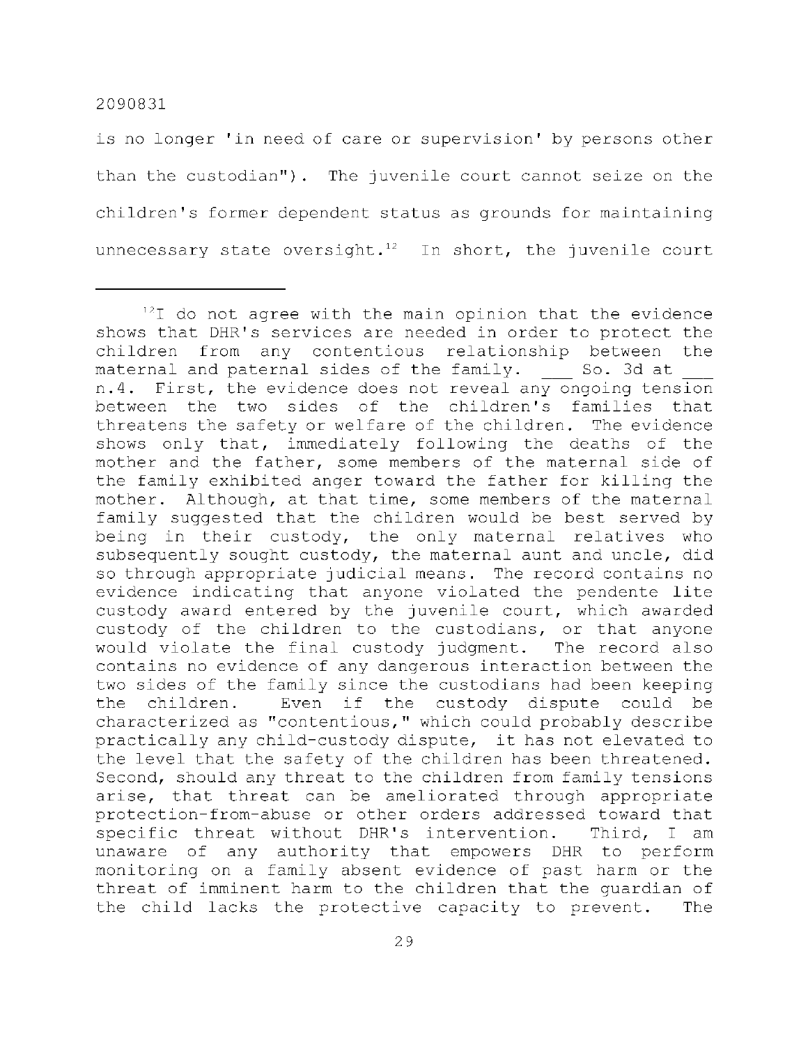is no longer 'in need of care or supervision' by persons other than the custodian"). The juvenile court cannot seize on the children's former dependent status as grounds for maintaining unnecessary state oversight.[12] In short, the juvenile court

---

[12]I do not agree with the main opinion that the evidence shows that DHR's services are needed in order to protect the children from any contentious relationship between the maternal and paternal sides of the family. ___ So. 3d at ___ n.4. First, the evidence does not reveal any ongoing tension between the two sides of the children's families that threatens the safety or welfare of the children. The evidence shows only that, immediately following the deaths of the mother and the father, some members of the maternal side of the family exhibited anger toward the father for killing the mother. Although, at that time, some members of the maternal family suggested that the children would be best served by being in their custody, the only maternal relatives who subsequently sought custody, the maternal aunt and uncle, did so through appropriate judicial means. The record contains no evidence indicating that anyone violated the pendente lite custody award entered by the juvenile court, which awarded custody of the children to the custodians, or that anyone would violate the final custody judgment. The record also contains no evidence of any dangerous interaction between the two sides of the family since the custodians had been keeping the children. Even if the custody dispute could be characterized as "contentious," which could probably describe practically any child-custody dispute, it has not elevated to the level that the safety of the children has been threatened. Second, should any threat to the children from family tensions arise, that threat can be ameliorated through appropriate protection-from-abuse or other orders addressed toward that specific threat without DHR's intervention. Third, I am unaware of any authority that empowers DHR to perform monitoring on a family absent evidence of past harm or the threat of imminent harm to the children that the guardian of the child lacks the protective capacity to prevent. The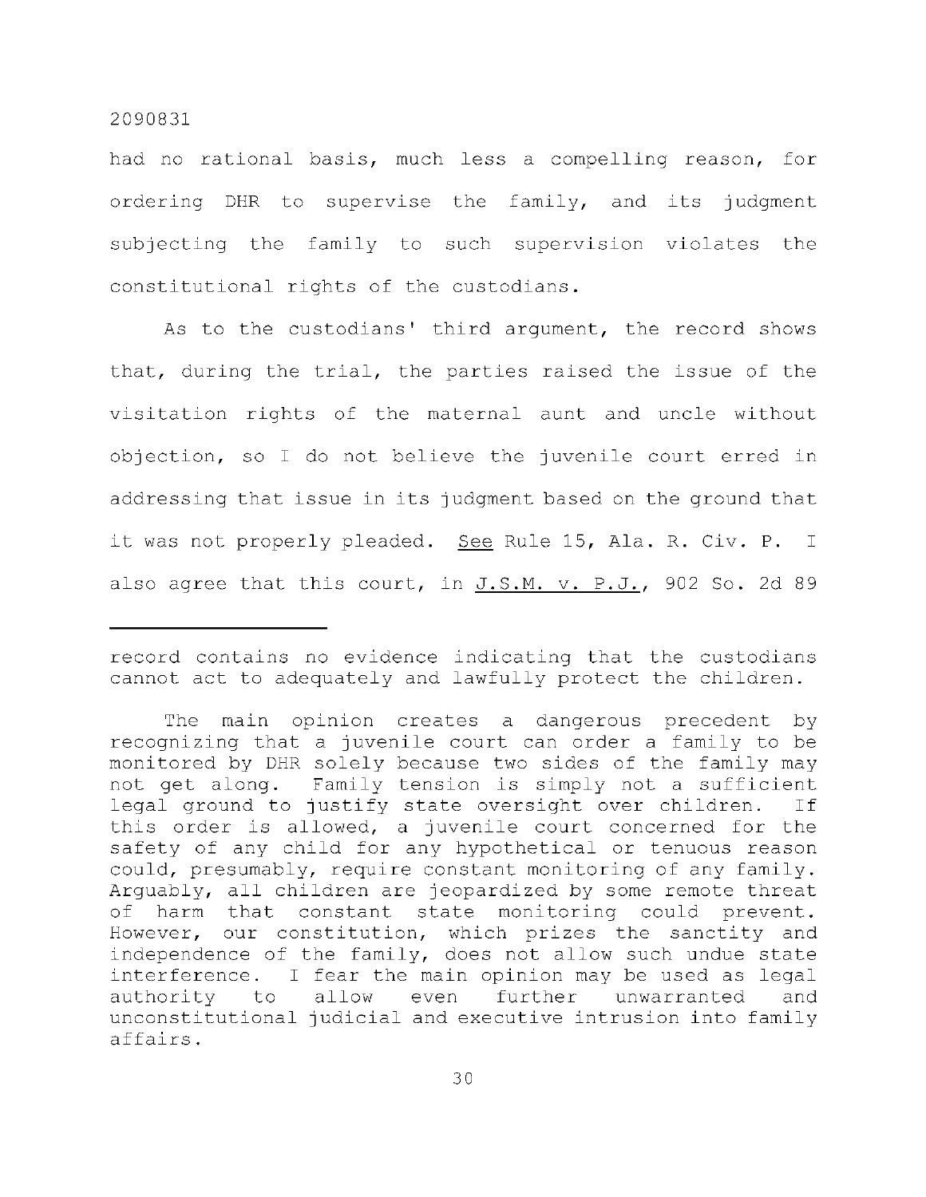had no rational basis, much less a compelling reason, for ordering DHR to supervise the family, and its judgment subjecting the family to such supervision violates the constitutional rights of the custodians.

As to the custodians' third argument, the record shows that, during the trial, the parties raised the issue of the visitation rights of the maternal aunt and uncle without objection, so I do not believe the juvenile court erred in addressing that issue in its judgment based on the ground that it was not properly pleaded. See Rule 15, Ala. R. Civ. P. I also agree that this court, in J.S.M. v. P.J., 902 So. 2d 89

---

record contains no evidence indicating that the custodians cannot act to adequately and lawfully protect the children.

The main opinion creates a dangerous precedent by recognizing that a juvenile court can order a family to be monitored by DHR solely because two sides of the family may not get along. Family tension is simply not a sufficient legal ground to justify state oversight over children. If this order is allowed, a juvenile court concerned for the safety of any child for any hypothetical or tenuous reason could, presumably, require constant monitoring of any family. Arguably, all children are jeopardized by some remote threat of harm that constant state monitoring could prevent. However, our constitution, which prizes the sanctity and independence of the family, does not allow such undue state interference. I fear the main opinion may be used as legal authority to allow even further unwarranted and unconstitutional judicial and executive intrusion into family affairs.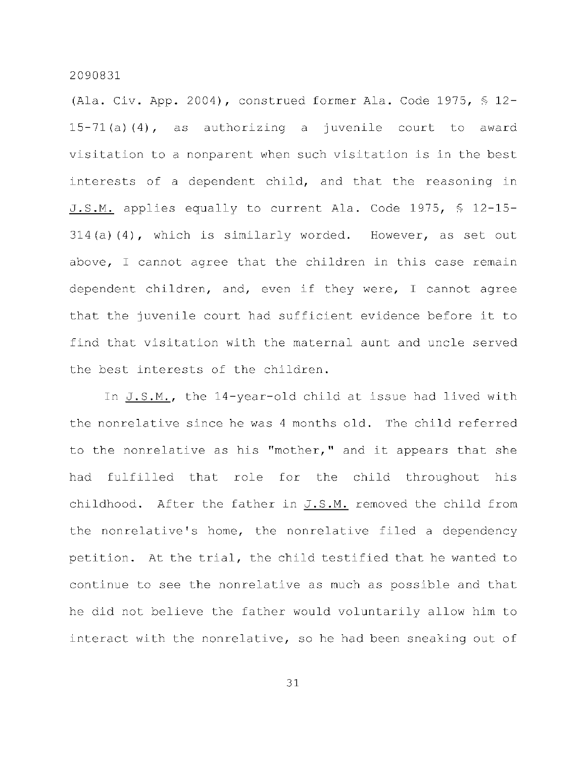(Ala. Civ. App. 2004), construed former Ala. Code 1975, § 12-15-71(a)(4), as authorizing a juvenile court to award visitation to a nonparent when such visitation is in the best interests of a dependent child, and that the reasoning in J.S.M. applies equally to current Ala. Code 1975, § 12-15-314(a)(4), which is similarly worded. However, as set out above, I cannot agree that the children in this case remain dependent children, and, even if they were, I cannot agree that the juvenile court had sufficient evidence before it to find that visitation with the maternal aunt and uncle served the best interests of the children.

In J.S.M., the 14-year-old child at issue had lived with the nonrelative since he was 4 months old. The child referred to the nonrelative as his "mother," and it appears that she had fulfilled that role for the child throughout his childhood. After the father in J.S.M. removed the child from the nonrelative's home, the nonrelative filed a dependency petition. At the trial, the child testified that he wanted to continue to see the nonrelative as much as possible and that he did not believe the father would voluntarily allow him to interact with the nonrelative, so he had been sneaking out of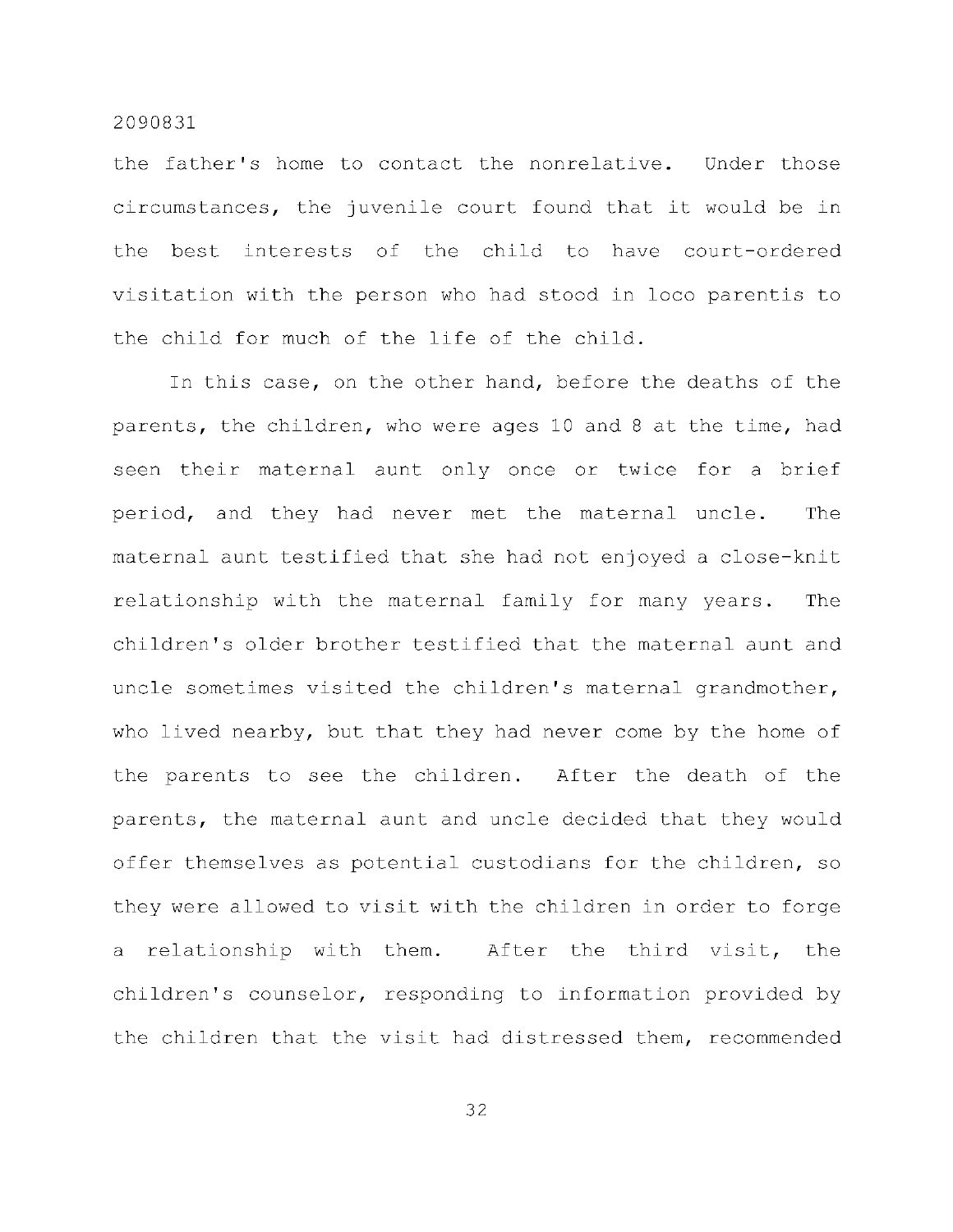the father's home to contact the nonrelative. Under those circumstances, the juvenile court found that it would be in the best interests of the child to have court-ordered visitation with the person who had stood in loco parentis to the child for much of the life of the child.

In this case, on the other hand, before the deaths of the parents, the children, who were ages 10 and 8 at the time, had seen their maternal aunt only once or twice for a brief period, and they had never met the maternal uncle. The maternal aunt testified that she had not enjoyed a close-knit relationship with the maternal family for many years. The children's older brother testified that the maternal aunt and uncle sometimes visited the children's maternal grandmother, who lived nearby, but that they had never come by the home of the parents to see the children. After the death of the parents, the maternal aunt and uncle decided that they would offer themselves as potential custodians for the children, so they were allowed to visit with the children in order to forge a relationship with them. After the third visit, the children's counselor, responding to information provided by the children that the visit had distressed them, recommended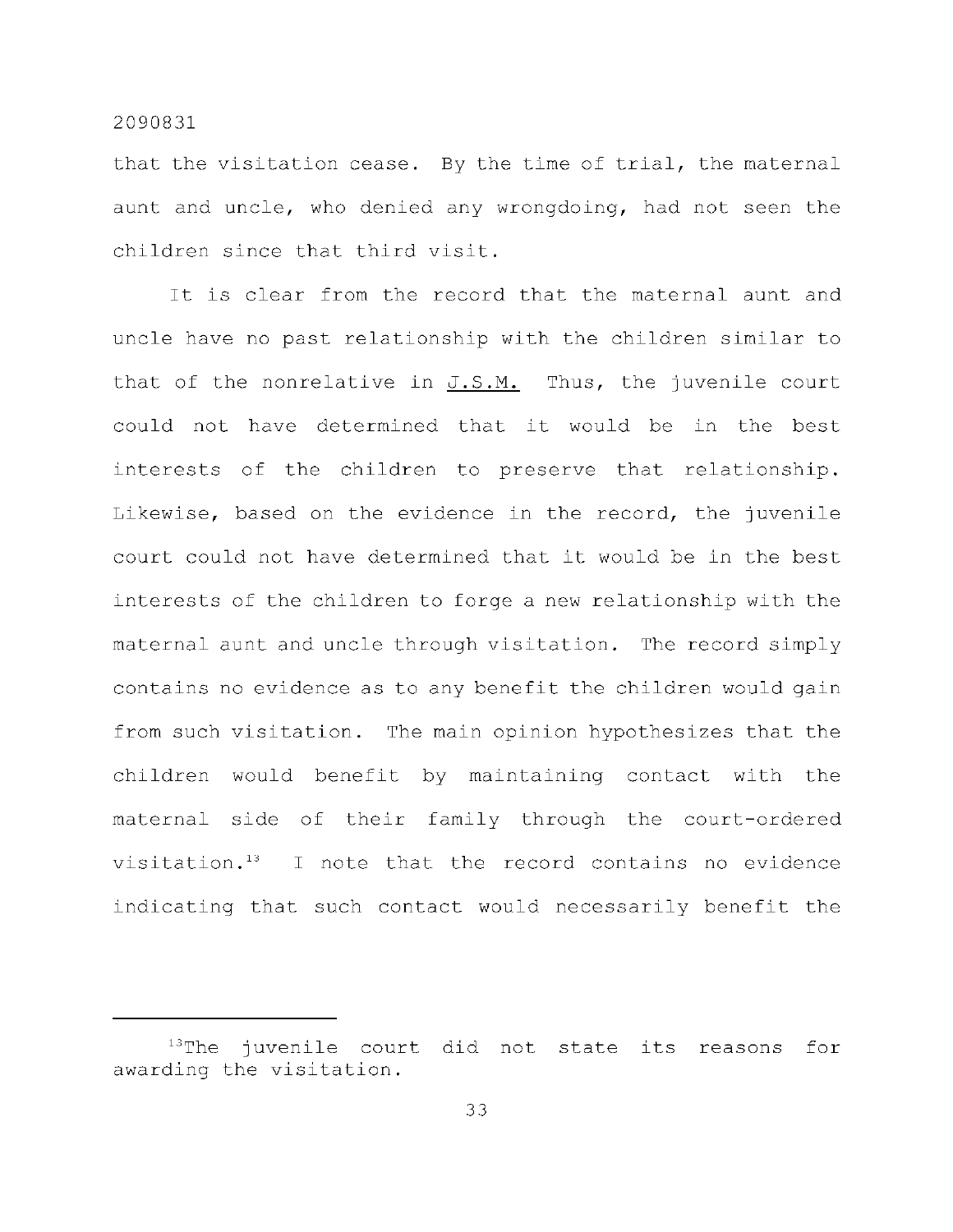that the visitation cease. By the time of trial, the maternal aunt and uncle, who denied any wrongdoing, had not seen the children since that third visit.

It is clear from the record that the maternal aunt and uncle have no past relationship with the children similar to that of the nonrelative in J.S.M. Thus, the juvenile court could not have determined that it would be in the best interests of the children to preserve that relationship. Likewise, based on the evidence in the record, the juvenile court could not have determined that it would be in the best interests of the children to forge a new relationship with the maternal aunt and uncle through visitation. The record simply contains no evidence as to any benefit the children would gain from such visitation. The main opinion hypothesizes that the children would benefit by maintaining contact with the maternal side of their family through the court-ordered visitation.[13] I note that the record contains no evidence indicating that such contact would necessarily benefit the

---

[13]The juvenile court did not state its reasons for awarding the visitation.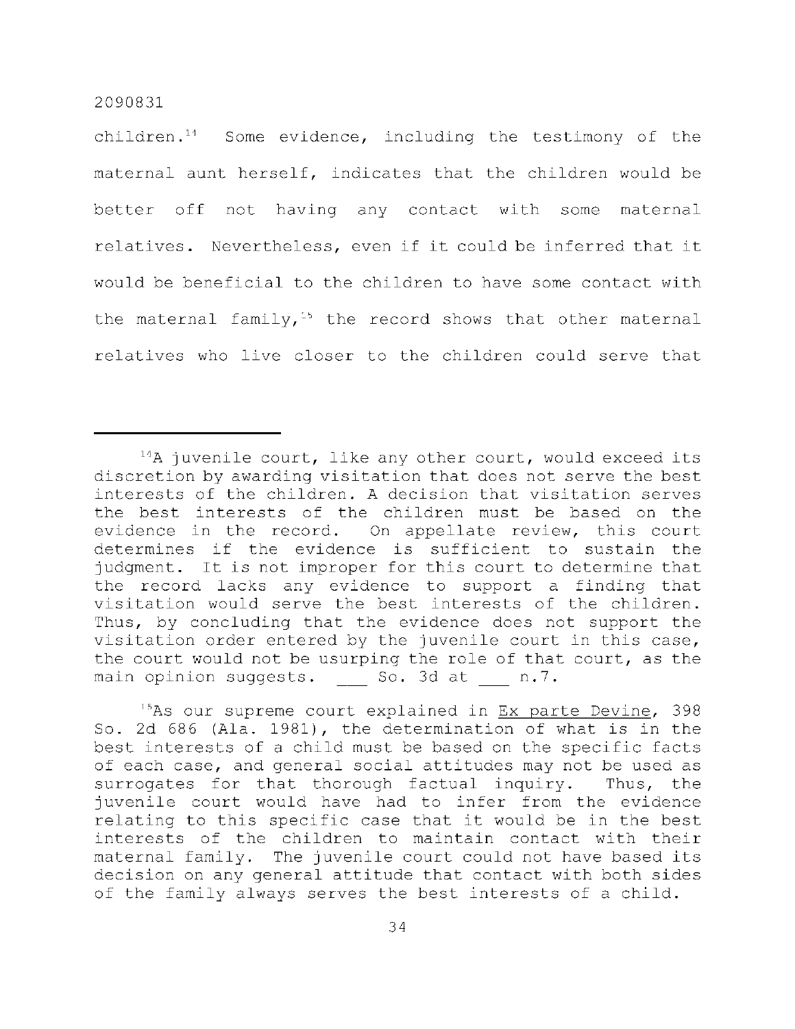children.[14] Some evidence, including the testimony of the maternal aunt herself, indicates that the children would be better off not having any contact with some maternal relatives. Nevertheless, even if it could be inferred that it would be beneficial to the children to have some contact with the maternal family,[15] the record shows that other maternal relatives who live closer to the children could serve that

---

[14]A juvenile court, like any other court, would exceed its discretion by awarding visitation that does not serve the best interests of the children. A decision that visitation serves the best interests of the children must be based on the evidence in the record. On appellate review, this court determines if the evidence is sufficient to sustain the judgment. It is not improper for this court to determine that the record lacks any evidence to support a finding that visitation would serve the best interests of the children. Thus, by concluding that the evidence does not support the visitation order entered by the juvenile court in this case, the court would not be usurping the role of that court, as the main opinion suggests. ___ So. 3d at ___ n.7.

[15]As our supreme court explained in Ex parte Devine, 398 So. 2d 686 (Ala. 1981), the determination of what is in the best interests of a child must be based on the specific facts of each case, and general social attitudes may not be used as surrogates for that thorough factual inquiry. Thus, the juvenile court would have had to infer from the evidence relating to this specific case that it would be in the best interests of the children to maintain contact with their maternal family. The juvenile court could not have based its decision on any general attitude that contact with both sides of the family always serves the best interests of a child.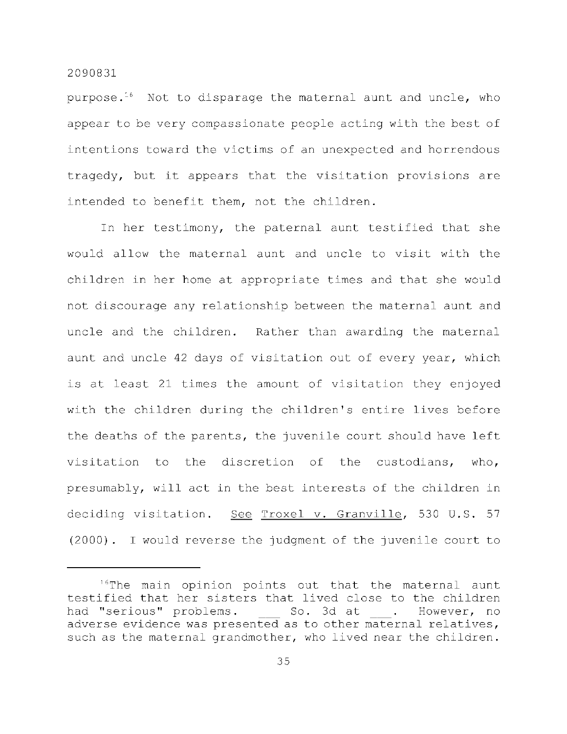purpose.[16] Not to disparage the maternal aunt and uncle, who appear to be very compassionate people acting with the best of intentions toward the victims of an unexpected and horrendous tragedy, but it appears that the visitation provisions are intended to benefit them, not the children.

In her testimony, the paternal aunt testified that she would allow the maternal aunt and uncle to visit with the children in her home at appropriate times and that she would not discourage any relationship between the maternal aunt and uncle and the children. Rather than awarding the maternal aunt and uncle 42 days of visitation out of every year, which is at least 21 times the amount of visitation they enjoyed with the children during the children's entire lives before the deaths of the parents, the juvenile court should have left visitation to the discretion of the custodians, who, presumably, will act in the best interests of the children in deciding visitation. See Troxel v. Granville, 530 U.S. 57 (2000). I would reverse the judgment of the juvenile court to

---

[16]The main opinion points out that the maternal aunt testified that her sisters that lived close to the children had "serious" problems. ___ So. 3d at ___. However, no adverse evidence was presented as to other maternal relatives, such as the maternal grandmother, who lived near the children.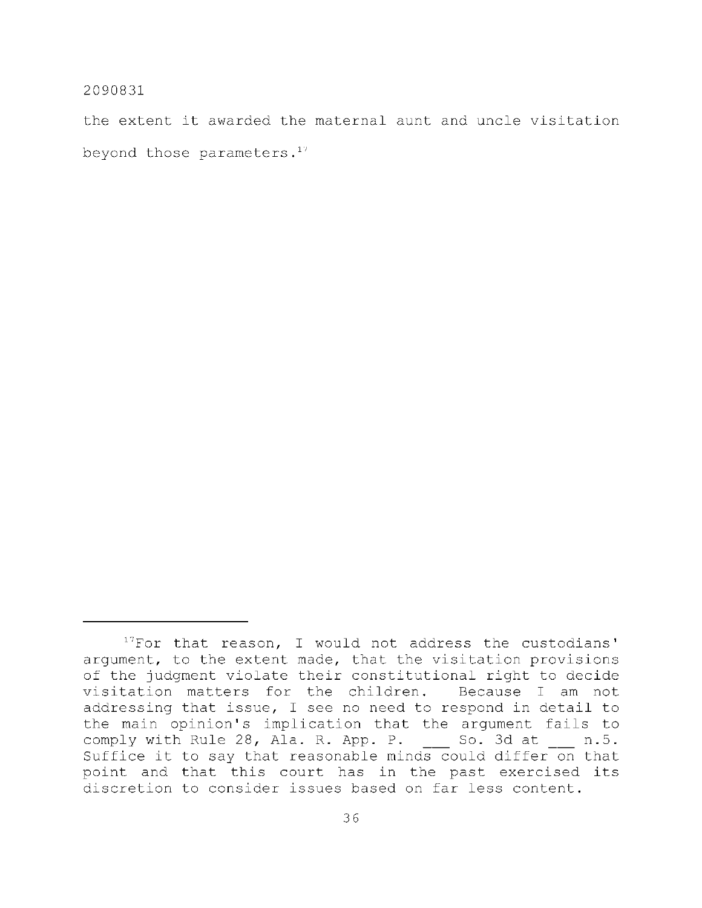the extent it awarded the maternal aunt and uncle visitation beyond those parameters.[17]

---

[17]For that reason, I would not address the custodians' argument, to the extent made, that the visitation provisions of the judgment violate their constitutional right to decide visitation matters for the children. Because I am not addressing that issue, I see no need to respond in detail to the main opinion's implication that the argument fails to comply with Rule 28, Ala. R. App. P. ___ So. 3d at ___ n.5. Suffice it to say that reasonable minds could differ on that point and that this court has in the past exercised its discretion to consider issues based on far less content.